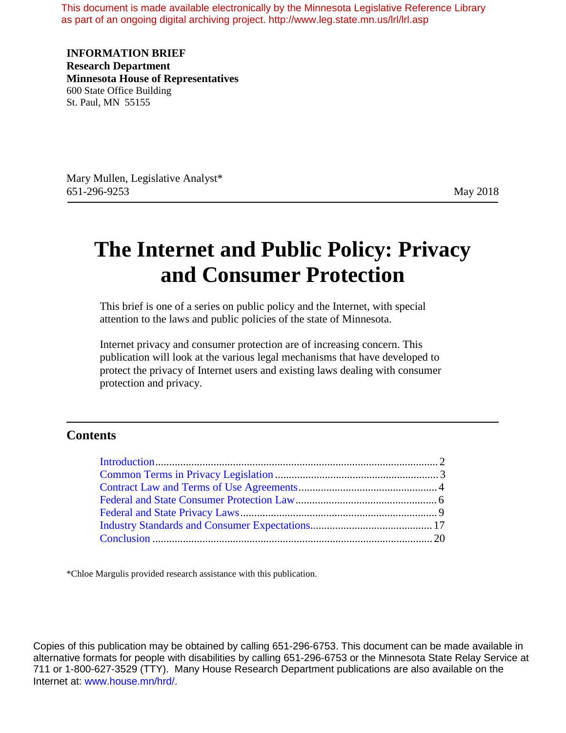This document is made available electronically by the Minnesota Legislative Reference Library as part of an ongoing digital archiving project. http://www.leg.state.mn.us/lrl/lrl.asp

**INFORMATION BRIEF**
**Research Department**
**Minnesota House of Representatives**
600 State Office Building
St. Paul, MN 55155

Mary Mullen, Legislative Analyst*
651-296-9253

May 2018

# The Internet and Public Policy: Privacy and Consumer Protection

This brief is one of a series on public policy and the Internet, with special attention to the laws and public policies of the state of Minnesota.

Internet privacy and consumer protection are of increasing concern. This publication will look at the various legal mechanisms that have developed to protect the privacy of Internet users and existing laws dealing with consumer protection and privacy.

## Contents

- Introduction .......... 2
- Common Terms in Privacy Legislation .......... 3
- Contract Law and Terms of Use Agreements .......... 4
- Federal and State Consumer Protection Law .......... 6
- Federal and State Privacy Laws .......... 9
- Industry Standards and Consumer Expectations .......... 17
- Conclusion .......... 20

*Chloe Margulis provided research assistance with this publication.

Copies of this publication may be obtained by calling 651-296-6753. This document can be made available in alternative formats for people with disabilities by calling 651-296-6753 or the Minnesota State Relay Service at 711 or 1-800-627-3529 (TTY). Many House Research Department publications are also available on the Internet at: www.house.mn/hrd/.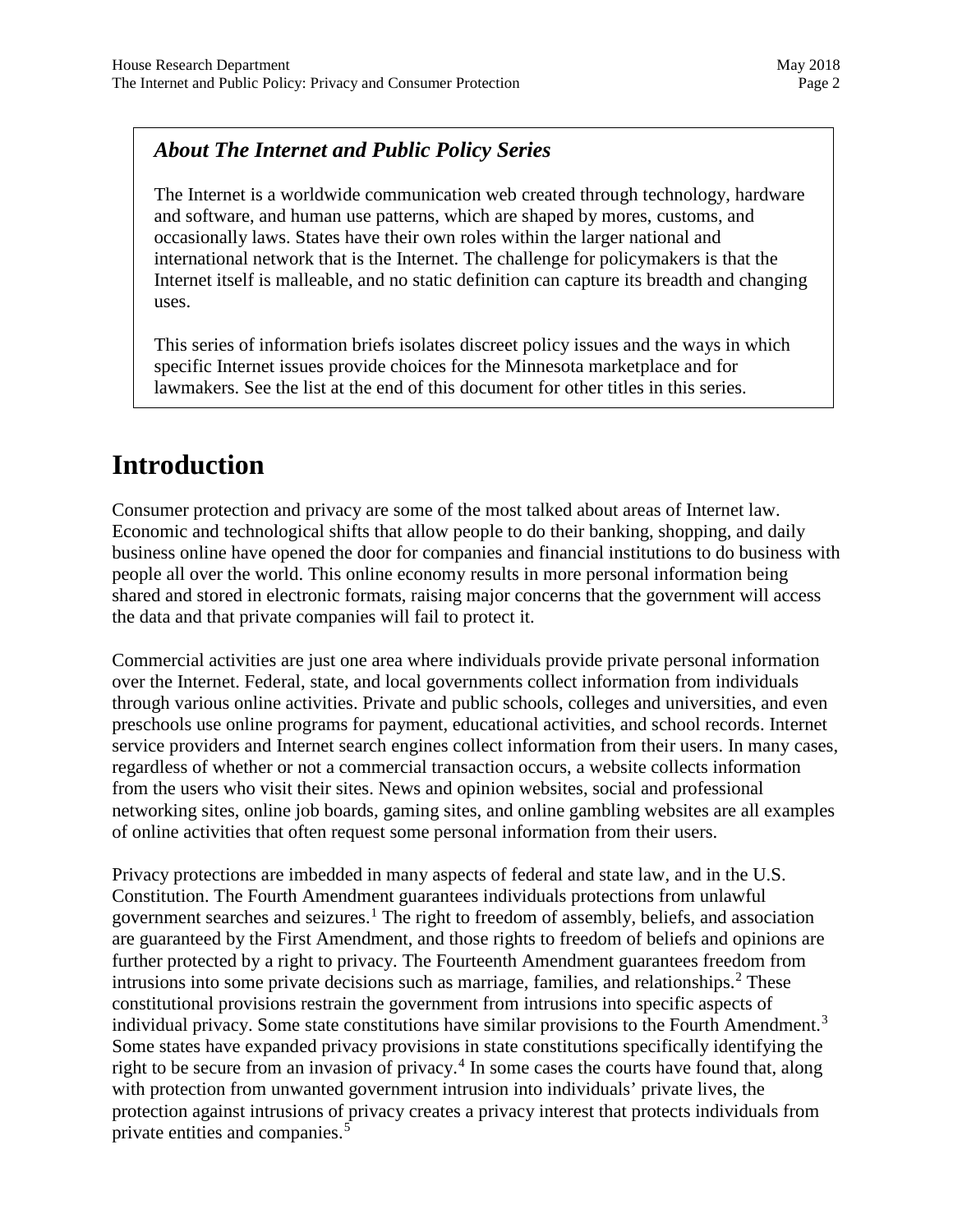### *About The Internet and Public Policy Series*

The Internet is a worldwide communication web created through technology, hardware and software, and human use patterns, which are shaped by mores, customs, and occasionally laws. States have their own roles within the larger national and international network that is the Internet. The challenge for policymakers is that the Internet itself is malleable, and no static definition can capture its breadth and changing uses.

This series of information briefs isolates discreet policy issues and the ways in which specific Internet issues provide choices for the Minnesota marketplace and for lawmakers. See the list at the end of this document for other titles in this series.

# Introduction

Consumer protection and privacy are some of the most talked about areas of Internet law. Economic and technological shifts that allow people to do their banking, shopping, and daily business online have opened the door for companies and financial institutions to do business with people all over the world. This online economy results in more personal information being shared and stored in electronic formats, raising major concerns that the government will access the data and that private companies will fail to protect it.

Commercial activities are just one area where individuals provide private personal information over the Internet. Federal, state, and local governments collect information from individuals through various online activities. Private and public schools, colleges and universities, and even preschools use online programs for payment, educational activities, and school records. Internet service providers and Internet search engines collect information from their users. In many cases, regardless of whether or not a commercial transaction occurs, a website collects information from the users who visit their sites. News and opinion websites, social and professional networking sites, online job boards, gaming sites, and online gambling websites are all examples of online activities that often request some personal information from their users.

Privacy protections are imbedded in many aspects of federal and state law, and in the U.S. Constitution. The Fourth Amendment guarantees individuals protections from unlawful government searches and seizures.[1] The right to freedom of assembly, beliefs, and association are guaranteed by the First Amendment, and those rights to freedom of beliefs and opinions are further protected by a right to privacy. The Fourteenth Amendment guarantees freedom from intrusions into some private decisions such as marriage, families, and relationships.[2] These constitutional provisions restrain the government from intrusions into specific aspects of individual privacy. Some state constitutions have similar provisions to the Fourth Amendment.[3] Some states have expanded privacy provisions in state constitutions specifically identifying the right to be secure from an invasion of privacy.[4] In some cases the courts have found that, along with protection from unwanted government intrusion into individuals' private lives, the protection against intrusions of privacy creates a privacy interest that protects individuals from private entities and companies.[5]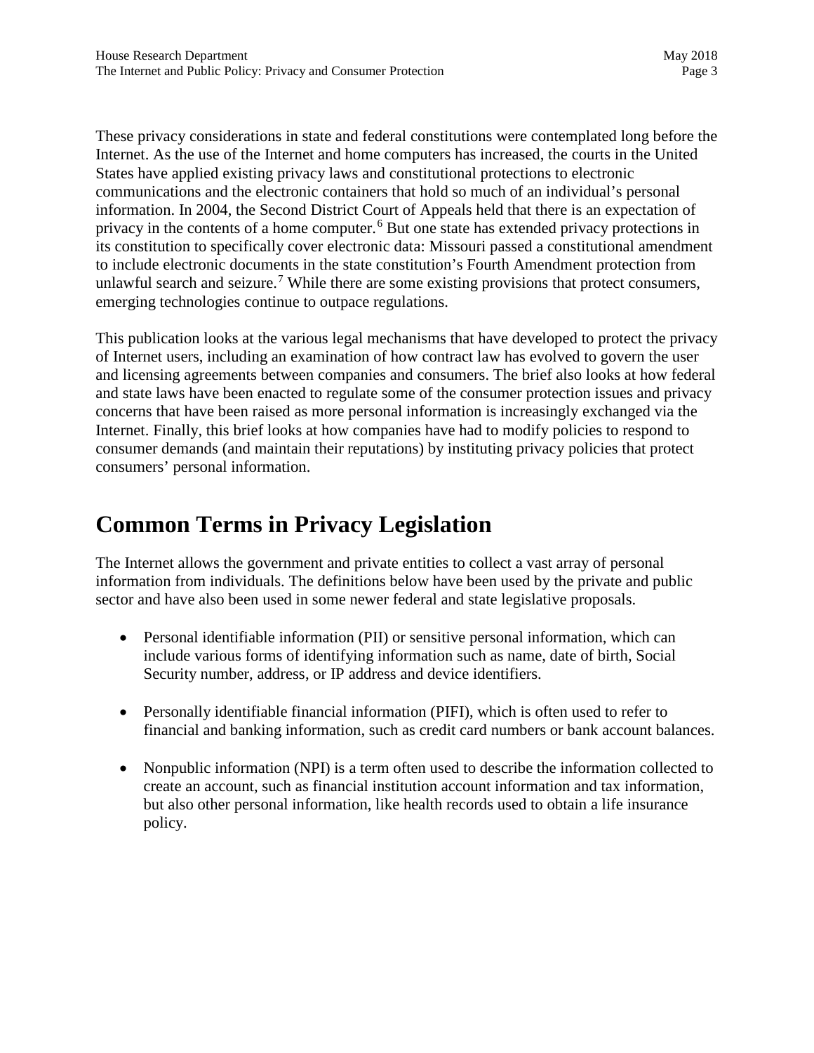These privacy considerations in state and federal constitutions were contemplated long before the Internet. As the use of the Internet and home computers has increased, the courts in the United States have applied existing privacy laws and constitutional protections to electronic communications and the electronic containers that hold so much of an individual's personal information. In 2004, the Second District Court of Appeals held that there is an expectation of privacy in the contents of a home computer.[6] But one state has extended privacy protections in its constitution to specifically cover electronic data: Missouri passed a constitutional amendment to include electronic documents in the state constitution's Fourth Amendment protection from unlawful search and seizure.[7] While there are some existing provisions that protect consumers, emerging technologies continue to outpace regulations.

This publication looks at the various legal mechanisms that have developed to protect the privacy of Internet users, including an examination of how contract law has evolved to govern the user and licensing agreements between companies and consumers. The brief also looks at how federal and state laws have been enacted to regulate some of the consumer protection issues and privacy concerns that have been raised as more personal information is increasingly exchanged via the Internet. Finally, this brief looks at how companies have had to modify policies to respond to consumer demands (and maintain their reputations) by instituting privacy policies that protect consumers' personal information.

# Common Terms in Privacy Legislation

The Internet allows the government and private entities to collect a vast array of personal information from individuals. The definitions below have been used by the private and public sector and have also been used in some newer federal and state legislative proposals.

- Personal identifiable information (PII) or sensitive personal information, which can include various forms of identifying information such as name, date of birth, Social Security number, address, or IP address and device identifiers.

- Personally identifiable financial information (PIFI), which is often used to refer to financial and banking information, such as credit card numbers or bank account balances.

- Nonpublic information (NPI) is a term often used to describe the information collected to create an account, such as financial institution account information and tax information, but also other personal information, like health records used to obtain a life insurance policy.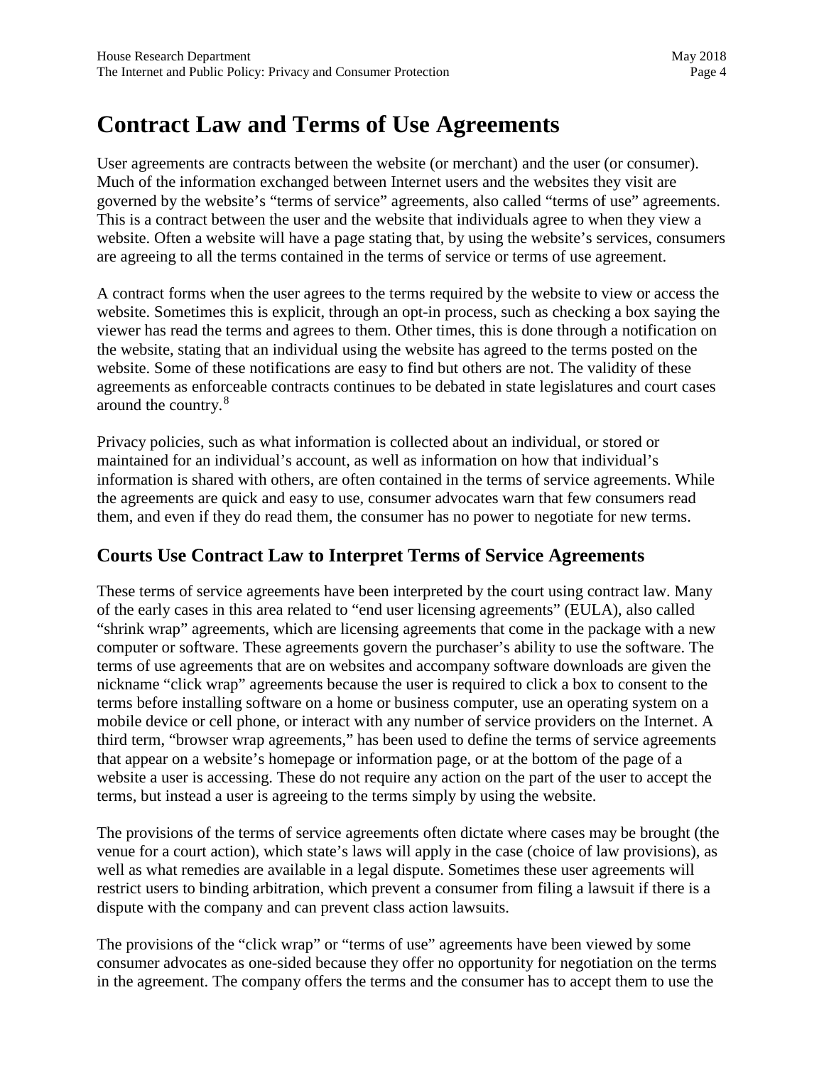# Contract Law and Terms of Use Agreements

User agreements are contracts between the website (or merchant) and the user (or consumer). Much of the information exchanged between Internet users and the websites they visit are governed by the website's "terms of service" agreements, also called "terms of use" agreements. This is a contract between the user and the website that individuals agree to when they view a website. Often a website will have a page stating that, by using the website's services, consumers are agreeing to all the terms contained in the terms of service or terms of use agreement.

A contract forms when the user agrees to the terms required by the website to view or access the website. Sometimes this is explicit, through an opt-in process, such as checking a box saying the viewer has read the terms and agrees to them. Other times, this is done through a notification on the website, stating that an individual using the website has agreed to the terms posted on the website. Some of these notifications are easy to find but others are not. The validity of these agreements as enforceable contracts continues to be debated in state legislatures and court cases around the country.[8]

Privacy policies, such as what information is collected about an individual, or stored or maintained for an individual's account, as well as information on how that individual's information is shared with others, are often contained in the terms of service agreements. While the agreements are quick and easy to use, consumer advocates warn that few consumers read them, and even if they do read them, the consumer has no power to negotiate for new terms.

## Courts Use Contract Law to Interpret Terms of Service Agreements

These terms of service agreements have been interpreted by the court using contract law. Many of the early cases in this area related to "end user licensing agreements" (EULA), also called "shrink wrap" agreements, which are licensing agreements that come in the package with a new computer or software. These agreements govern the purchaser's ability to use the software. The terms of use agreements that are on websites and accompany software downloads are given the nickname "click wrap" agreements because the user is required to click a box to consent to the terms before installing software on a home or business computer, use an operating system on a mobile device or cell phone, or interact with any number of service providers on the Internet. A third term, "browser wrap agreements," has been used to define the terms of service agreements that appear on a website's homepage or information page, or at the bottom of the page of a website a user is accessing. These do not require any action on the part of the user to accept the terms, but instead a user is agreeing to the terms simply by using the website.

The provisions of the terms of service agreements often dictate where cases may be brought (the venue for a court action), which state's laws will apply in the case (choice of law provisions), as well as what remedies are available in a legal dispute. Sometimes these user agreements will restrict users to binding arbitration, which prevent a consumer from filing a lawsuit if there is a dispute with the company and can prevent class action lawsuits.

The provisions of the "click wrap" or "terms of use" agreements have been viewed by some consumer advocates as one-sided because they offer no opportunity for negotiation on the terms in the agreement. The company offers the terms and the consumer has to accept them to use the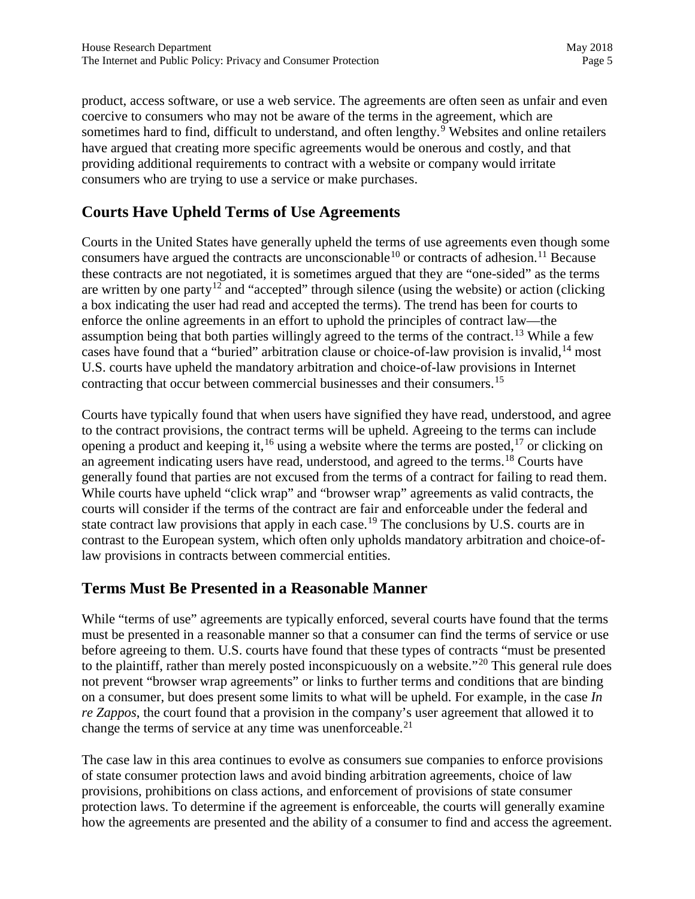product, access software, or use a web service. The agreements are often seen as unfair and even coercive to consumers who may not be aware of the terms in the agreement, which are sometimes hard to find, difficult to understand, and often lengthy.[9] Websites and online retailers have argued that creating more specific agreements would be onerous and costly, and that providing additional requirements to contract with a website or company would irritate consumers who are trying to use a service or make purchases.

## Courts Have Upheld Terms of Use Agreements

Courts in the United States have generally upheld the terms of use agreements even though some consumers have argued the contracts are unconscionable[10] or contracts of adhesion.[11] Because these contracts are not negotiated, it is sometimes argued that they are "one-sided" as the terms are written by one party[12] and "accepted" through silence (using the website) or action (clicking a box indicating the user had read and accepted the terms). The trend has been for courts to enforce the online agreements in an effort to uphold the principles of contract law—the assumption being that both parties willingly agreed to the terms of the contract.[13] While a few cases have found that a "buried" arbitration clause or choice-of-law provision is invalid,[14] most U.S. courts have upheld the mandatory arbitration and choice-of-law provisions in Internet contracting that occur between commercial businesses and their consumers.[15]

Courts have typically found that when users have signified they have read, understood, and agree to the contract provisions, the contract terms will be upheld. Agreeing to the terms can include opening a product and keeping it,[16] using a website where the terms are posted,[17] or clicking on an agreement indicating users have read, understood, and agreed to the terms.[18] Courts have generally found that parties are not excused from the terms of a contract for failing to read them. While courts have upheld "click wrap" and "browser wrap" agreements as valid contracts, the courts will consider if the terms of the contract are fair and enforceable under the federal and state contract law provisions that apply in each case.[19] The conclusions by U.S. courts are in contrast to the European system, which often only upholds mandatory arbitration and choice-of-law provisions in contracts between commercial entities.

## Terms Must Be Presented in a Reasonable Manner

While "terms of use" agreements are typically enforced, several courts have found that the terms must be presented in a reasonable manner so that a consumer can find the terms of service or use before agreeing to them. U.S. courts have found that these types of contracts "must be presented to the plaintiff, rather than merely posted inconspicuously on a website."[20] This general rule does not prevent "browser wrap agreements" or links to further terms and conditions that are binding on a consumer, but does present some limits to what will be upheld. For example, in the case *In re Zappos*, the court found that a provision in the company's user agreement that allowed it to change the terms of service at any time was unenforceable.[21]

The case law in this area continues to evolve as consumers sue companies to enforce provisions of state consumer protection laws and avoid binding arbitration agreements, choice of law provisions, prohibitions on class actions, and enforcement of provisions of state consumer protection laws. To determine if the agreement is enforceable, the courts will generally examine how the agreements are presented and the ability of a consumer to find and access the agreement.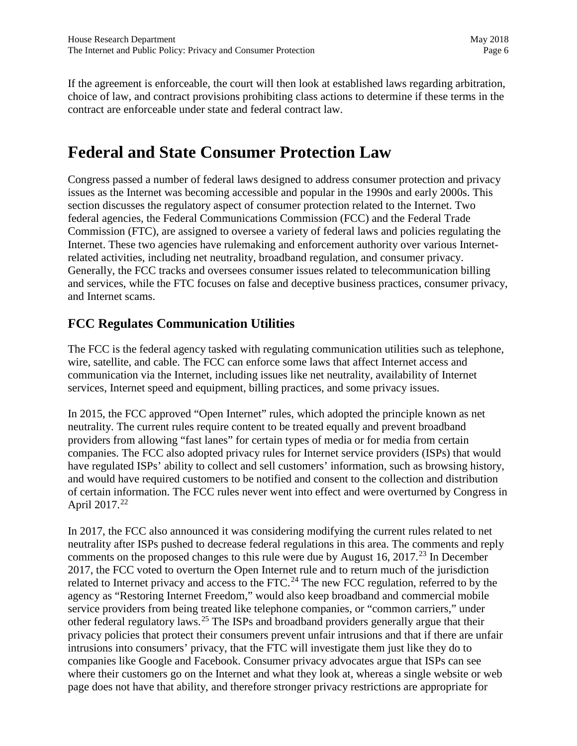If the agreement is enforceable, the court will then look at established laws regarding arbitration, choice of law, and contract provisions prohibiting class actions to determine if these terms in the contract are enforceable under state and federal contract law.

# Federal and State Consumer Protection Law

Congress passed a number of federal laws designed to address consumer protection and privacy issues as the Internet was becoming accessible and popular in the 1990s and early 2000s. This section discusses the regulatory aspect of consumer protection related to the Internet. Two federal agencies, the Federal Communications Commission (FCC) and the Federal Trade Commission (FTC), are assigned to oversee a variety of federal laws and policies regulating the Internet. These two agencies have rulemaking and enforcement authority over various Internet-related activities, including net neutrality, broadband regulation, and consumer privacy. Generally, the FCC tracks and oversees consumer issues related to telecommunication billing and services, while the FTC focuses on false and deceptive business practices, consumer privacy, and Internet scams.

## FCC Regulates Communication Utilities

The FCC is the federal agency tasked with regulating communication utilities such as telephone, wire, satellite, and cable. The FCC can enforce some laws that affect Internet access and communication via the Internet, including issues like net neutrality, availability of Internet services, Internet speed and equipment, billing practices, and some privacy issues.

In 2015, the FCC approved "Open Internet" rules, which adopted the principle known as net neutrality. The current rules require content to be treated equally and prevent broadband providers from allowing "fast lanes" for certain types of media or for media from certain companies. The FCC also adopted privacy rules for Internet service providers (ISPs) that would have regulated ISPs' ability to collect and sell customers' information, such as browsing history, and would have required customers to be notified and consent to the collection and distribution of certain information. The FCC rules never went into effect and were overturned by Congress in April 2017.[22]

In 2017, the FCC also announced it was considering modifying the current rules related to net neutrality after ISPs pushed to decrease federal regulations in this area. The comments and reply comments on the proposed changes to this rule were due by August 16, 2017.[23] In December 2017, the FCC voted to overturn the Open Internet rule and to return much of the jurisdiction related to Internet privacy and access to the FTC.[24] The new FCC regulation, referred to by the agency as "Restoring Internet Freedom," would also keep broadband and commercial mobile service providers from being treated like telephone companies, or "common carriers," under other federal regulatory laws.[25] The ISPs and broadband providers generally argue that their privacy policies that protect their consumers prevent unfair intrusions and that if there are unfair intrusions into consumers' privacy, that the FTC will investigate them just like they do to companies like Google and Facebook. Consumer privacy advocates argue that ISPs can see where their customers go on the Internet and what they look at, whereas a single website or web page does not have that ability, and therefore stronger privacy restrictions are appropriate for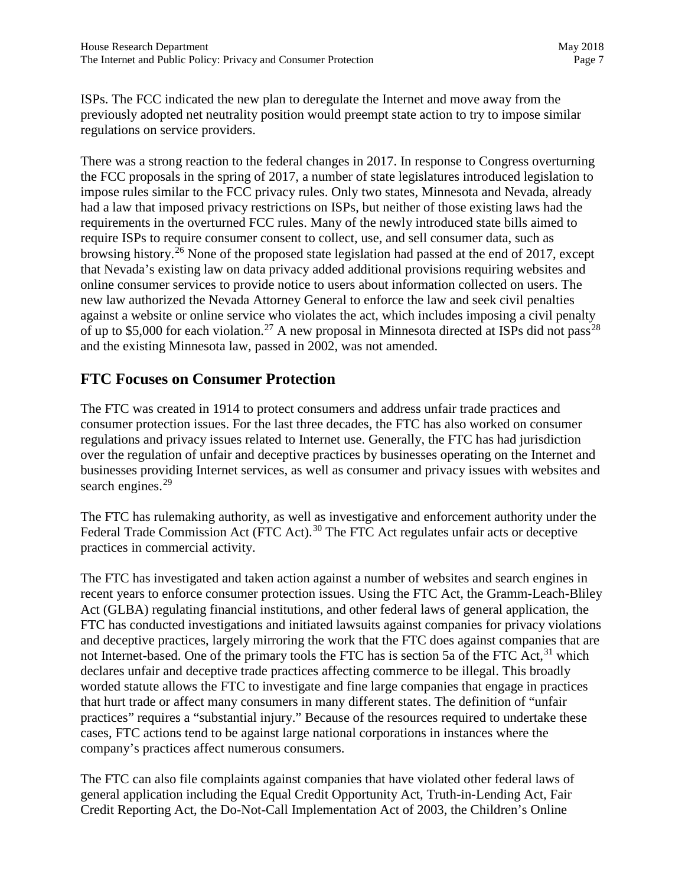ISPs. The FCC indicated the new plan to deregulate the Internet and move away from the previously adopted net neutrality position would preempt state action to try to impose similar regulations on service providers.

There was a strong reaction to the federal changes in 2017. In response to Congress overturning the FCC proposals in the spring of 2017, a number of state legislatures introduced legislation to impose rules similar to the FCC privacy rules. Only two states, Minnesota and Nevada, already had a law that imposed privacy restrictions on ISPs, but neither of those existing laws had the requirements in the overturned FCC rules. Many of the newly introduced state bills aimed to require ISPs to require consumer consent to collect, use, and sell consumer data, such as browsing history.[26] None of the proposed state legislation had passed at the end of 2017, except that Nevada's existing law on data privacy added additional provisions requiring websites and online consumer services to provide notice to users about information collected on users. The new law authorized the Nevada Attorney General to enforce the law and seek civil penalties against a website or online service who violates the act, which includes imposing a civil penalty of up to $5,000 for each violation.[27] A new proposal in Minnesota directed at ISPs did not pass[28] and the existing Minnesota law, passed in 2002, was not amended.

## FTC Focuses on Consumer Protection

The FTC was created in 1914 to protect consumers and address unfair trade practices and consumer protection issues. For the last three decades, the FTC has also worked on consumer regulations and privacy issues related to Internet use. Generally, the FTC has had jurisdiction over the regulation of unfair and deceptive practices by businesses operating on the Internet and businesses providing Internet services, as well as consumer and privacy issues with websites and search engines.[29]

The FTC has rulemaking authority, as well as investigative and enforcement authority under the Federal Trade Commission Act (FTC Act).[30] The FTC Act regulates unfair acts or deceptive practices in commercial activity.

The FTC has investigated and taken action against a number of websites and search engines in recent years to enforce consumer protection issues. Using the FTC Act, the Gramm-Leach-Bliley Act (GLBA) regulating financial institutions, and other federal laws of general application, the FTC has conducted investigations and initiated lawsuits against companies for privacy violations and deceptive practices, largely mirroring the work that the FTC does against companies that are not Internet-based. One of the primary tools the FTC has is section 5a of the FTC Act,[31] which declares unfair and deceptive trade practices affecting commerce to be illegal. This broadly worded statute allows the FTC to investigate and fine large companies that engage in practices that hurt trade or affect many consumers in many different states. The definition of "unfair practices" requires a "substantial injury." Because of the resources required to undertake these cases, FTC actions tend to be against large national corporations in instances where the company's practices affect numerous consumers.

The FTC can also file complaints against companies that have violated other federal laws of general application including the Equal Credit Opportunity Act, Truth-in-Lending Act, Fair Credit Reporting Act, the Do-Not-Call Implementation Act of 2003, the Children's Online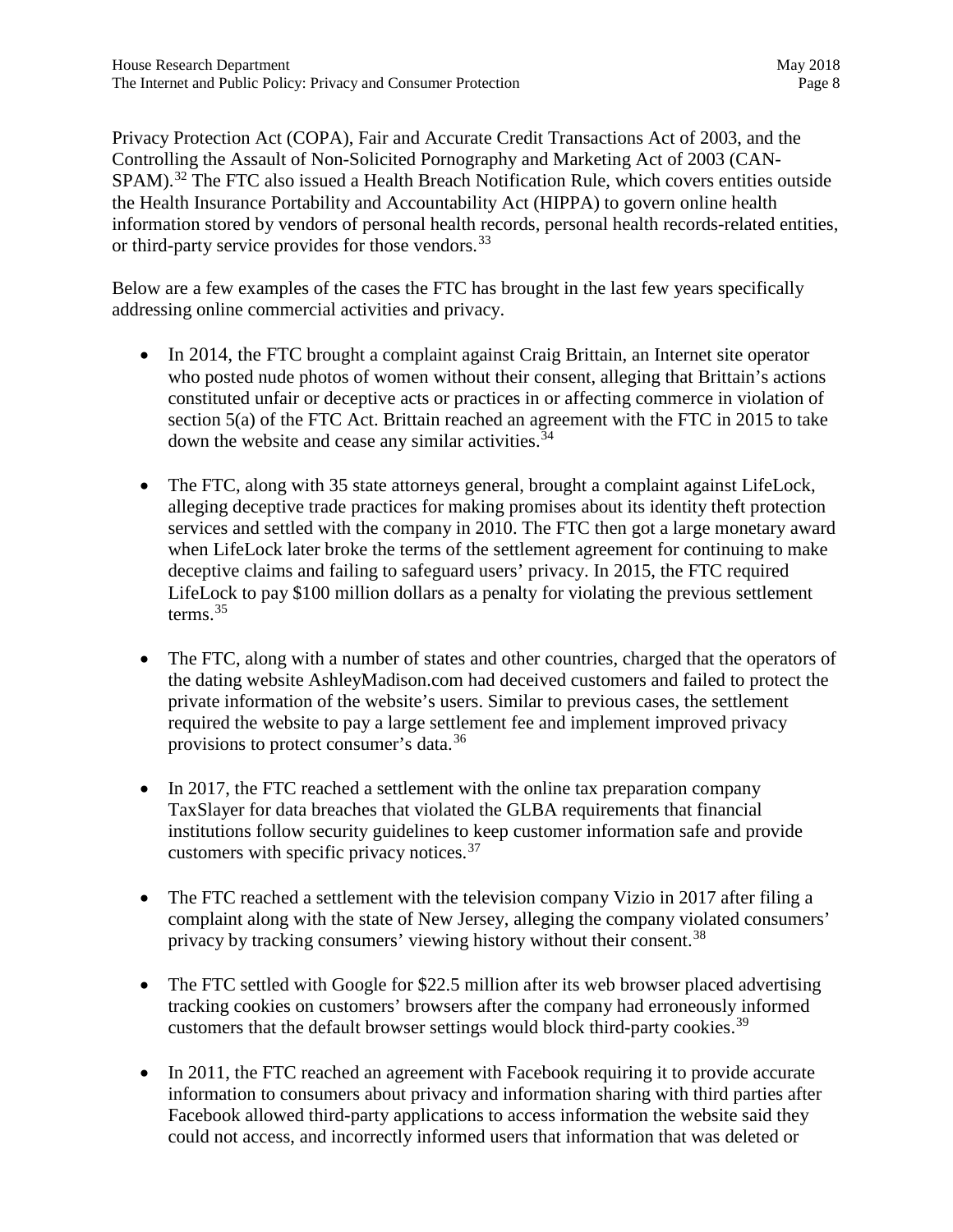Privacy Protection Act (COPA), Fair and Accurate Credit Transactions Act of 2003, and the Controlling the Assault of Non-Solicited Pornography and Marketing Act of 2003 (CAN-SPAM).[32] The FTC also issued a Health Breach Notification Rule, which covers entities outside the Health Insurance Portability and Accountability Act (HIPPA) to govern online health information stored by vendors of personal health records, personal health records-related entities, or third-party service provides for those vendors.[33]

Below are a few examples of the cases the FTC has brought in the last few years specifically addressing online commercial activities and privacy.

- In 2014, the FTC brought a complaint against Craig Brittain, an Internet site operator who posted nude photos of women without their consent, alleging that Brittain's actions constituted unfair or deceptive acts or practices in or affecting commerce in violation of section 5(a) of the FTC Act. Brittain reached an agreement with the FTC in 2015 to take down the website and cease any similar activities.[34]

- The FTC, along with 35 state attorneys general, brought a complaint against LifeLock, alleging deceptive trade practices for making promises about its identity theft protection services and settled with the company in 2010. The FTC then got a large monetary award when LifeLock later broke the terms of the settlement agreement for continuing to make deceptive claims and failing to safeguard users' privacy. In 2015, the FTC required LifeLock to pay $100 million dollars as a penalty for violating the previous settlement terms.[35]

- The FTC, along with a number of states and other countries, charged that the operators of the dating website AshleyMadison.com had deceived customers and failed to protect the private information of the website's users. Similar to previous cases, the settlement required the website to pay a large settlement fee and implement improved privacy provisions to protect consumer's data.[36]

- In 2017, the FTC reached a settlement with the online tax preparation company TaxSlayer for data breaches that violated the GLBA requirements that financial institutions follow security guidelines to keep customer information safe and provide customers with specific privacy notices.[37]

- The FTC reached a settlement with the television company Vizio in 2017 after filing a complaint along with the state of New Jersey, alleging the company violated consumers' privacy by tracking consumers' viewing history without their consent.[38]

- The FTC settled with Google for $22.5 million after its web browser placed advertising tracking cookies on customers' browsers after the company had erroneously informed customers that the default browser settings would block third-party cookies.[39]

- In 2011, the FTC reached an agreement with Facebook requiring it to provide accurate information to consumers about privacy and information sharing with third parties after Facebook allowed third-party applications to access information the website said they could not access, and incorrectly informed users that information that was deleted or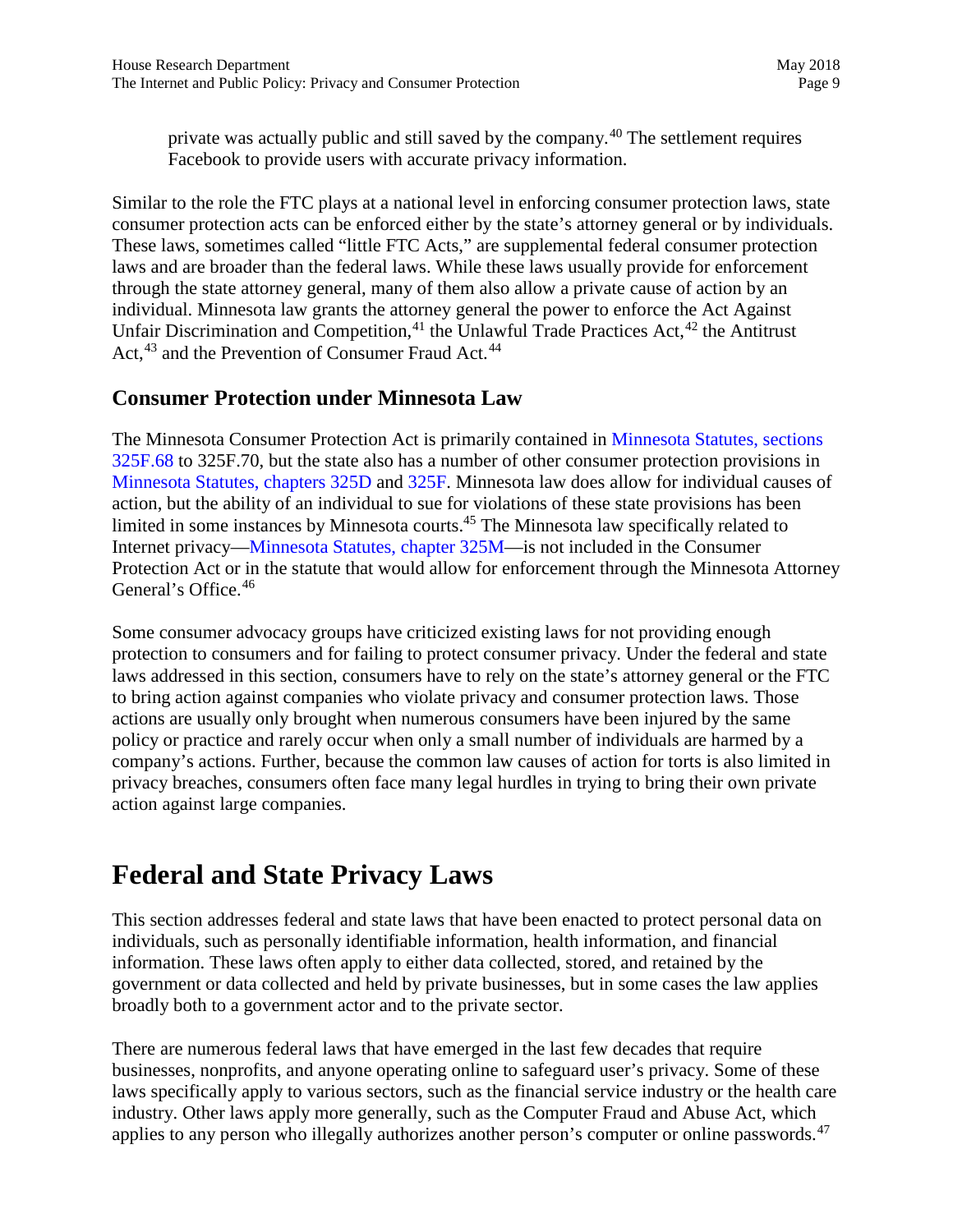private was actually public and still saved by the company.[40] The settlement requires Facebook to provide users with accurate privacy information.

Similar to the role the FTC plays at a national level in enforcing consumer protection laws, state consumer protection acts can be enforced either by the state's attorney general or by individuals. These laws, sometimes called "little FTC Acts," are supplemental federal consumer protection laws and are broader than the federal laws. While these laws usually provide for enforcement through the state attorney general, many of them also allow a private cause of action by an individual. Minnesota law grants the attorney general the power to enforce the Act Against Unfair Discrimination and Competition,[41] the Unlawful Trade Practices Act,[42] the Antitrust Act,[43] and the Prevention of Consumer Fraud Act.[44]

## Consumer Protection under Minnesota Law

The Minnesota Consumer Protection Act is primarily contained in Minnesota Statutes, sections 325F.68 to 325F.70, but the state also has a number of other consumer protection provisions in Minnesota Statutes, chapters 325D and 325F. Minnesota law does allow for individual causes of action, but the ability of an individual to sue for violations of these state provisions has been limited in some instances by Minnesota courts.[45] The Minnesota law specifically related to Internet privacy—Minnesota Statutes, chapter 325M—is not included in the Consumer Protection Act or in the statute that would allow for enforcement through the Minnesota Attorney General's Office.[46]

Some consumer advocacy groups have criticized existing laws for not providing enough protection to consumers and for failing to protect consumer privacy. Under the federal and state laws addressed in this section, consumers have to rely on the state's attorney general or the FTC to bring action against companies who violate privacy and consumer protection laws. Those actions are usually only brought when numerous consumers have been injured by the same policy or practice and rarely occur when only a small number of individuals are harmed by a company's actions. Further, because the common law causes of action for torts is also limited in privacy breaches, consumers often face many legal hurdles in trying to bring their own private action against large companies.

# Federal and State Privacy Laws

This section addresses federal and state laws that have been enacted to protect personal data on individuals, such as personally identifiable information, health information, and financial information. These laws often apply to either data collected, stored, and retained by the government or data collected and held by private businesses, but in some cases the law applies broadly both to a government actor and to the private sector.

There are numerous federal laws that have emerged in the last few decades that require businesses, nonprofits, and anyone operating online to safeguard user's privacy. Some of these laws specifically apply to various sectors, such as the financial service industry or the health care industry. Other laws apply more generally, such as the Computer Fraud and Abuse Act, which applies to any person who illegally authorizes another person's computer or online passwords.[47]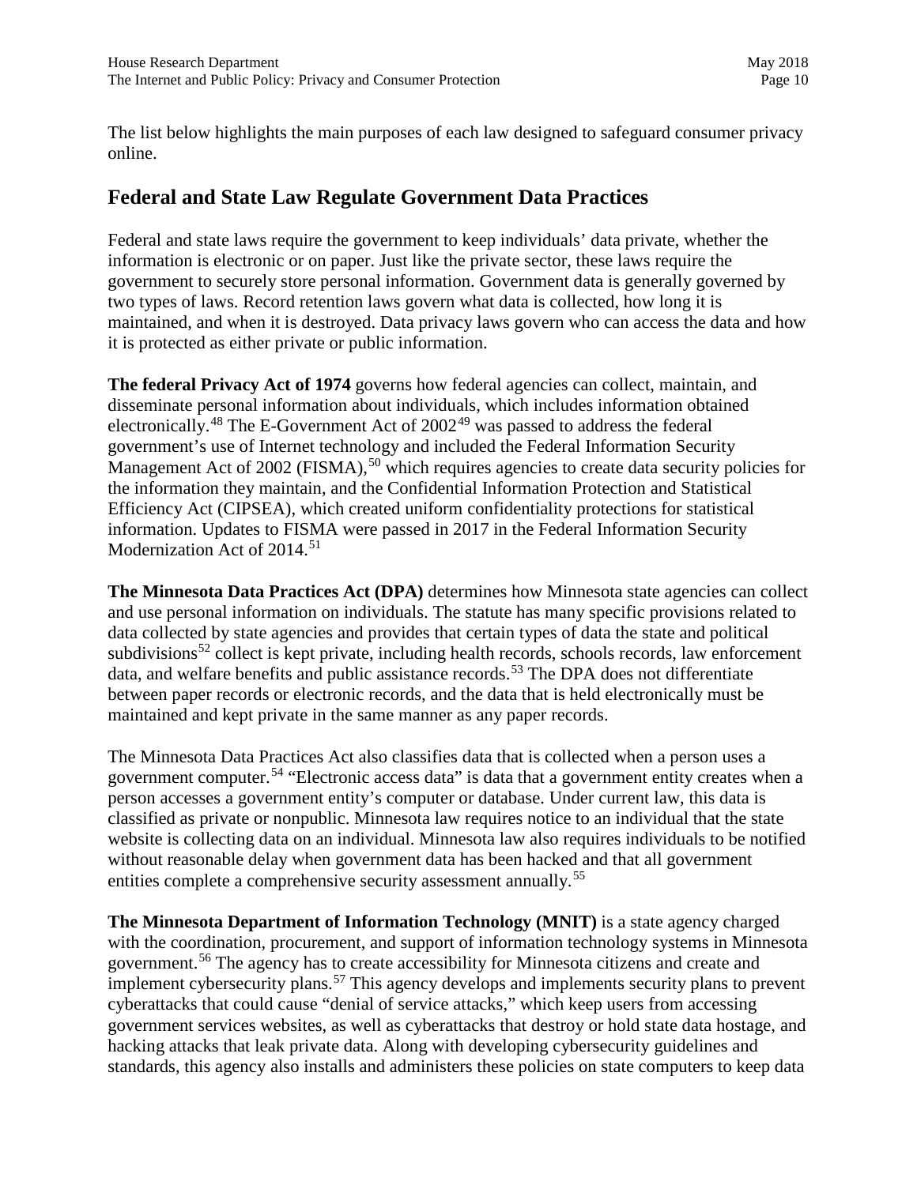The list below highlights the main purposes of each law designed to safeguard consumer privacy online.

## Federal and State Law Regulate Government Data Practices

Federal and state laws require the government to keep individuals' data private, whether the information is electronic or on paper. Just like the private sector, these laws require the government to securely store personal information. Government data is generally governed by two types of laws. Record retention laws govern what data is collected, how long it is maintained, and when it is destroyed. Data privacy laws govern who can access the data and how it is protected as either private or public information.

**The federal Privacy Act of 1974** governs how federal agencies can collect, maintain, and disseminate personal information about individuals, which includes information obtained electronically.[48] The E-Government Act of 2002[49] was passed to address the federal government's use of Internet technology and included the Federal Information Security Management Act of 2002 (FISMA),[50] which requires agencies to create data security policies for the information they maintain, and the Confidential Information Protection and Statistical Efficiency Act (CIPSEA), which created uniform confidentiality protections for statistical information. Updates to FISMA were passed in 2017 in the Federal Information Security Modernization Act of 2014.[51]

**The Minnesota Data Practices Act (DPA)** determines how Minnesota state agencies can collect and use personal information on individuals. The statute has many specific provisions related to data collected by state agencies and provides that certain types of data the state and political subdivisions[52] collect is kept private, including health records, schools records, law enforcement data, and welfare benefits and public assistance records.[53] The DPA does not differentiate between paper records or electronic records, and the data that is held electronically must be maintained and kept private in the same manner as any paper records.

The Minnesota Data Practices Act also classifies data that is collected when a person uses a government computer.[54] "Electronic access data" is data that a government entity creates when a person accesses a government entity's computer or database. Under current law, this data is classified as private or nonpublic. Minnesota law requires notice to an individual that the state website is collecting data on an individual. Minnesota law also requires individuals to be notified without reasonable delay when government data has been hacked and that all government entities complete a comprehensive security assessment annually.[55]

**The Minnesota Department of Information Technology (MNIT)** is a state agency charged with the coordination, procurement, and support of information technology systems in Minnesota government.[56] The agency has to create accessibility for Minnesota citizens and create and implement cybersecurity plans.[57] This agency develops and implements security plans to prevent cyberattacks that could cause "denial of service attacks," which keep users from accessing government services websites, as well as cyberattacks that destroy or hold state data hostage, and hacking attacks that leak private data. Along with developing cybersecurity guidelines and standards, this agency also installs and administers these policies on state computers to keep data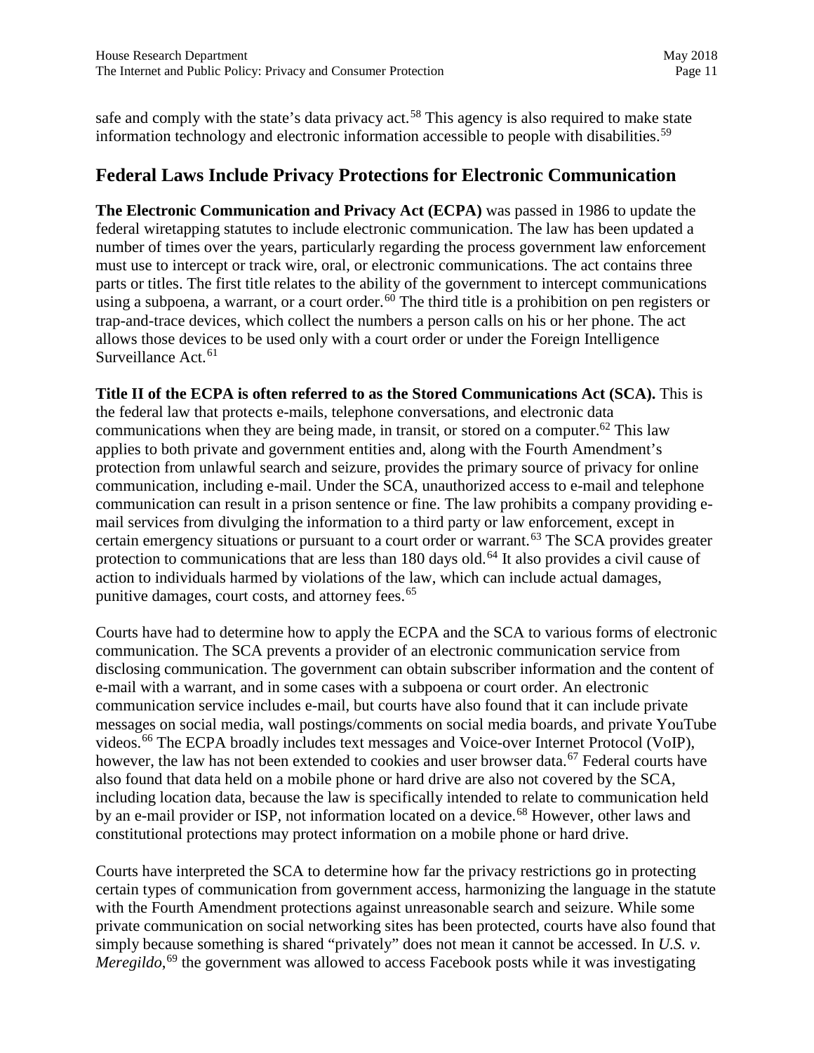safe and comply with the state's data privacy act.[58] This agency is also required to make state information technology and electronic information accessible to people with disabilities.[59]

## Federal Laws Include Privacy Protections for Electronic Communication

**The Electronic Communication and Privacy Act (ECPA)** was passed in 1986 to update the federal wiretapping statutes to include electronic communication. The law has been updated a number of times over the years, particularly regarding the process government law enforcement must use to intercept or track wire, oral, or electronic communications. The act contains three parts or titles. The first title relates to the ability of the government to intercept communications using a subpoena, a warrant, or a court order.[60] The third title is a prohibition on pen registers or trap-and-trace devices, which collect the numbers a person calls on his or her phone. The act allows those devices to be used only with a court order or under the Foreign Intelligence Surveillance Act.[61]

**Title II of the ECPA is often referred to as the Stored Communications Act (SCA).** This is the federal law that protects e-mails, telephone conversations, and electronic data communications when they are being made, in transit, or stored on a computer.[62] This law applies to both private and government entities and, along with the Fourth Amendment's protection from unlawful search and seizure, provides the primary source of privacy for online communication, including e-mail. Under the SCA, unauthorized access to e-mail and telephone communication can result in a prison sentence or fine. The law prohibits a company providing e-mail services from divulging the information to a third party or law enforcement, except in certain emergency situations or pursuant to a court order or warrant.[63] The SCA provides greater protection to communications that are less than 180 days old.[64] It also provides a civil cause of action to individuals harmed by violations of the law, which can include actual damages, punitive damages, court costs, and attorney fees.[65]

Courts have had to determine how to apply the ECPA and the SCA to various forms of electronic communication. The SCA prevents a provider of an electronic communication service from disclosing communication. The government can obtain subscriber information and the content of e-mail with a warrant, and in some cases with a subpoena or court order. An electronic communication service includes e-mail, but courts have also found that it can include private messages on social media, wall postings/comments on social media boards, and private YouTube videos.[66] The ECPA broadly includes text messages and Voice-over Internet Protocol (VoIP), however, the law has not been extended to cookies and user browser data.[67] Federal courts have also found that data held on a mobile phone or hard drive are also not covered by the SCA, including location data, because the law is specifically intended to relate to communication held by an e-mail provider or ISP, not information located on a device.[68] However, other laws and constitutional protections may protect information on a mobile phone or hard drive.

Courts have interpreted the SCA to determine how far the privacy restrictions go in protecting certain types of communication from government access, harmonizing the language in the statute with the Fourth Amendment protections against unreasonable search and seizure. While some private communication on social networking sites has been protected, courts have also found that simply because something is shared "privately" does not mean it cannot be accessed. In *U.S. v. Meregildo*,[69] the government was allowed to access Facebook posts while it was investigating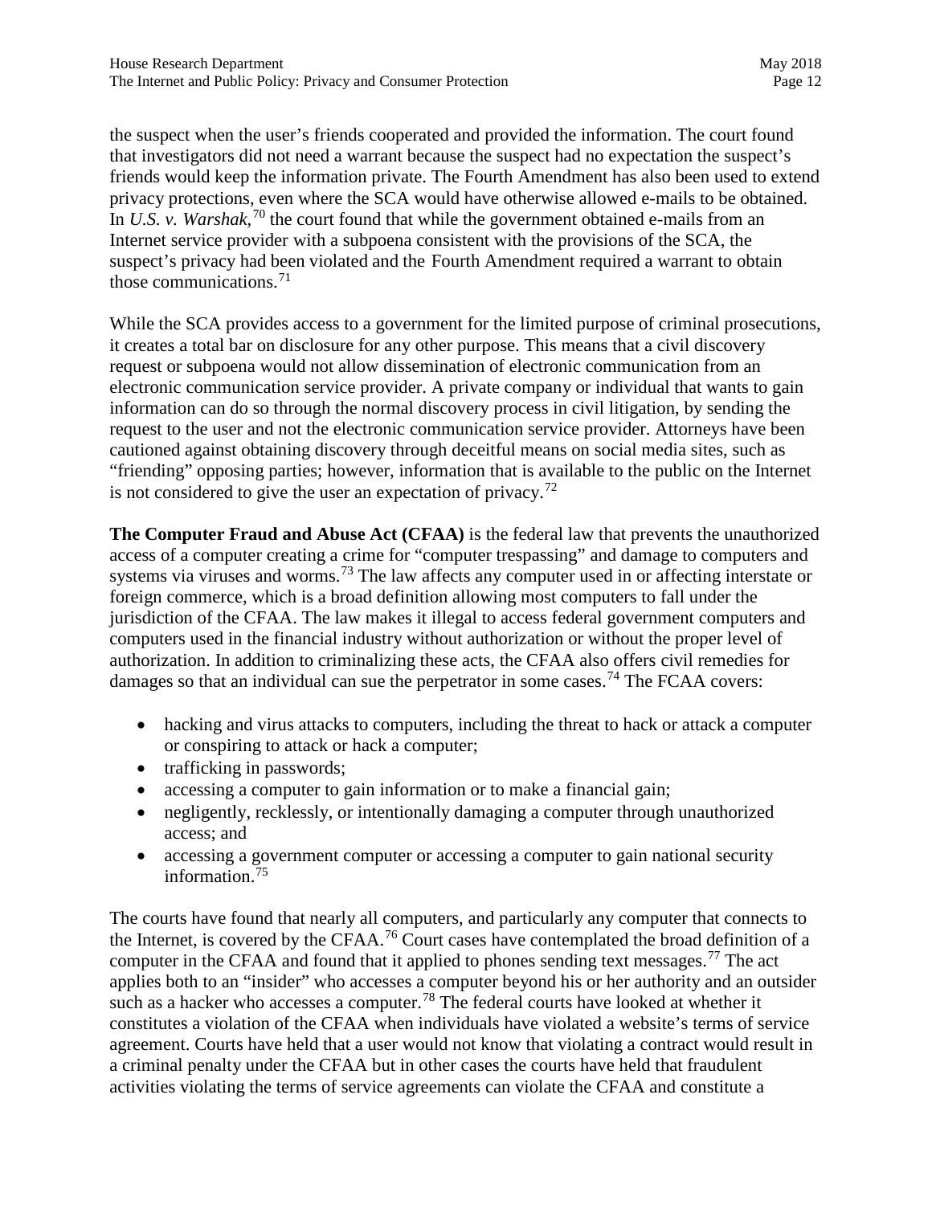the suspect when the user's friends cooperated and provided the information. The court found that investigators did not need a warrant because the suspect had no expectation the suspect's friends would keep the information private. The Fourth Amendment has also been used to extend privacy protections, even where the SCA would have otherwise allowed e-mails to be obtained. In *U.S. v. Warshak*,[70] the court found that while the government obtained e-mails from an Internet service provider with a subpoena consistent with the provisions of the SCA, the suspect's privacy had been violated and the Fourth Amendment required a warrant to obtain those communications.[71]

While the SCA provides access to a government for the limited purpose of criminal prosecutions, it creates a total bar on disclosure for any other purpose. This means that a civil discovery request or subpoena would not allow dissemination of electronic communication from an electronic communication service provider. A private company or individual that wants to gain information can do so through the normal discovery process in civil litigation, by sending the request to the user and not the electronic communication service provider. Attorneys have been cautioned against obtaining discovery through deceitful means on social media sites, such as "friending" opposing parties; however, information that is available to the public on the Internet is not considered to give the user an expectation of privacy.[72]

**The Computer Fraud and Abuse Act (CFAA)** is the federal law that prevents the unauthorized access of a computer creating a crime for "computer trespassing" and damage to computers and systems via viruses and worms.[73] The law affects any computer used in or affecting interstate or foreign commerce, which is a broad definition allowing most computers to fall under the jurisdiction of the CFAA. The law makes it illegal to access federal government computers and computers used in the financial industry without authorization or without the proper level of authorization. In addition to criminalizing these acts, the CFAA also offers civil remedies for damages so that an individual can sue the perpetrator in some cases.[74] The FCAA covers:

- hacking and virus attacks to computers, including the threat to hack or attack a computer or conspiring to attack or hack a computer;
- trafficking in passwords;
- accessing a computer to gain information or to make a financial gain;
- negligently, recklessly, or intentionally damaging a computer through unauthorized access; and
- accessing a government computer or accessing a computer to gain national security information.[75]

The courts have found that nearly all computers, and particularly any computer that connects to the Internet, is covered by the CFAA.[76] Court cases have contemplated the broad definition of a computer in the CFAA and found that it applied to phones sending text messages.[77] The act applies both to an "insider" who accesses a computer beyond his or her authority and an outsider such as a hacker who accesses a computer.[78] The federal courts have looked at whether it constitutes a violation of the CFAA when individuals have violated a website's terms of service agreement. Courts have held that a user would not know that violating a contract would result in a criminal penalty under the CFAA but in other cases the courts have held that fraudulent activities violating the terms of service agreements can violate the CFAA and constitute a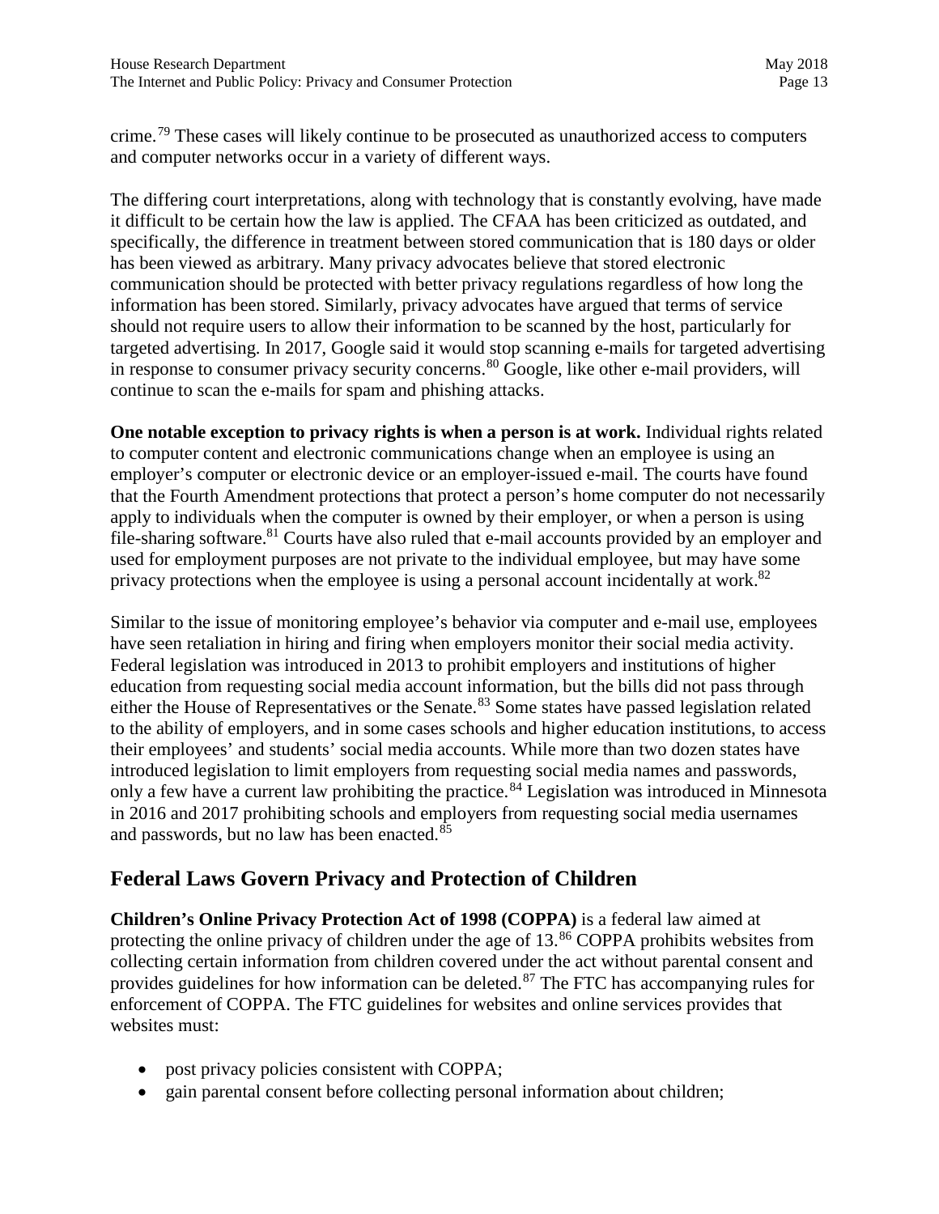crime.[79] These cases will likely continue to be prosecuted as unauthorized access to computers and computer networks occur in a variety of different ways.

The differing court interpretations, along with technology that is constantly evolving, have made it difficult to be certain how the law is applied. The CFAA has been criticized as outdated, and specifically, the difference in treatment between stored communication that is 180 days or older has been viewed as arbitrary. Many privacy advocates believe that stored electronic communication should be protected with better privacy regulations regardless of how long the information has been stored. Similarly, privacy advocates have argued that terms of service should not require users to allow their information to be scanned by the host, particularly for targeted advertising. In 2017, Google said it would stop scanning e-mails for targeted advertising in response to consumer privacy security concerns.[80] Google, like other e-mail providers, will continue to scan the e-mails for spam and phishing attacks.

**One notable exception to privacy rights is when a person is at work.** Individual rights related to computer content and electronic communications change when an employee is using an employer's computer or electronic device or an employer-issued e-mail. The courts have found that the Fourth Amendment protections that protect a person's home computer do not necessarily apply to individuals when the computer is owned by their employer, or when a person is using file-sharing software.[81] Courts have also ruled that e-mail accounts provided by an employer and used for employment purposes are not private to the individual employee, but may have some privacy protections when the employee is using a personal account incidentally at work.[82]

Similar to the issue of monitoring employee's behavior via computer and e-mail use, employees have seen retaliation in hiring and firing when employers monitor their social media activity. Federal legislation was introduced in 2013 to prohibit employers and institutions of higher education from requesting social media account information, but the bills did not pass through either the House of Representatives or the Senate.[83] Some states have passed legislation related to the ability of employers, and in some cases schools and higher education institutions, to access their employees' and students' social media accounts. While more than two dozen states have introduced legislation to limit employers from requesting social media names and passwords, only a few have a current law prohibiting the practice.[84] Legislation was introduced in Minnesota in 2016 and 2017 prohibiting schools and employers from requesting social media usernames and passwords, but no law has been enacted.[85]

## Federal Laws Govern Privacy and Protection of Children

**Children's Online Privacy Protection Act of 1998 (COPPA)** is a federal law aimed at protecting the online privacy of children under the age of 13.[86] COPPA prohibits websites from collecting certain information from children covered under the act without parental consent and provides guidelines for how information can be deleted.[87] The FTC has accompanying rules for enforcement of COPPA. The FTC guidelines for websites and online services provides that websites must:

- post privacy policies consistent with COPPA;
- gain parental consent before collecting personal information about children;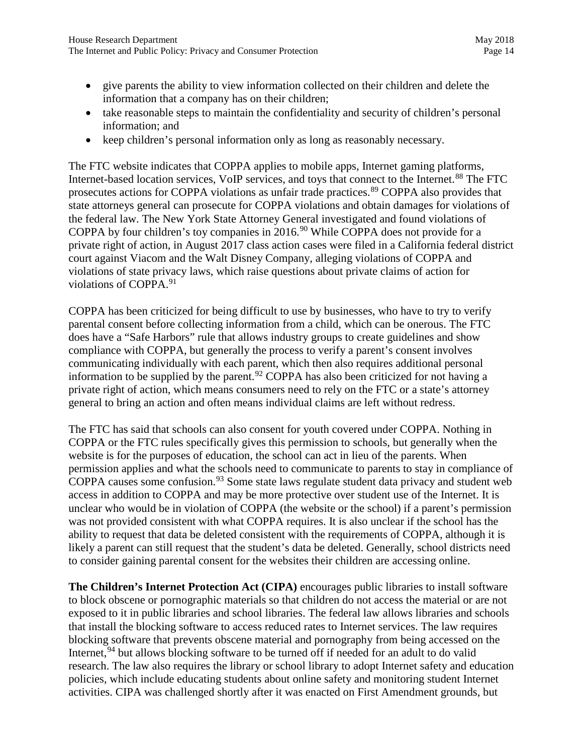- give parents the ability to view information collected on their children and delete the information that a company has on their children;
- take reasonable steps to maintain the confidentiality and security of children's personal information; and
- keep children's personal information only as long as reasonably necessary.

The FTC website indicates that COPPA applies to mobile apps, Internet gaming platforms, Internet-based location services, VoIP services, and toys that connect to the Internet.[88] The FTC prosecutes actions for COPPA violations as unfair trade practices.[89] COPPA also provides that state attorneys general can prosecute for COPPA violations and obtain damages for violations of the federal law. The New York State Attorney General investigated and found violations of COPPA by four children's toy companies in 2016.[90] While COPPA does not provide for a private right of action, in August 2017 class action cases were filed in a California federal district court against Viacom and the Walt Disney Company, alleging violations of COPPA and violations of state privacy laws, which raise questions about private claims of action for violations of COPPA.[91]

COPPA has been criticized for being difficult to use by businesses, who have to try to verify parental consent before collecting information from a child, which can be onerous. The FTC does have a "Safe Harbors" rule that allows industry groups to create guidelines and show compliance with COPPA, but generally the process to verify a parent's consent involves communicating individually with each parent, which then also requires additional personal information to be supplied by the parent.[92] COPPA has also been criticized for not having a private right of action, which means consumers need to rely on the FTC or a state's attorney general to bring an action and often means individual claims are left without redress.

The FTC has said that schools can also consent for youth covered under COPPA. Nothing in COPPA or the FTC rules specifically gives this permission to schools, but generally when the website is for the purposes of education, the school can act in lieu of the parents. When permission applies and what the schools need to communicate to parents to stay in compliance of COPPA causes some confusion.[93] Some state laws regulate student data privacy and student web access in addition to COPPA and may be more protective over student use of the Internet. It is unclear who would be in violation of COPPA (the website or the school) if a parent's permission was not provided consistent with what COPPA requires. It is also unclear if the school has the ability to request that data be deleted consistent with the requirements of COPPA, although it is likely a parent can still request that the student's data be deleted. Generally, school districts need to consider gaining parental consent for the websites their children are accessing online.

**The Children's Internet Protection Act (CIPA)** encourages public libraries to install software to block obscene or pornographic materials so that children do not access the material or are not exposed to it in public libraries and school libraries. The federal law allows libraries and schools that install the blocking software to access reduced rates to Internet services. The law requires blocking software that prevents obscene material and pornography from being accessed on the Internet,[94] but allows blocking software to be turned off if needed for an adult to do valid research. The law also requires the library or school library to adopt Internet safety and education policies, which include educating students about online safety and monitoring student Internet activities. CIPA was challenged shortly after it was enacted on First Amendment grounds, but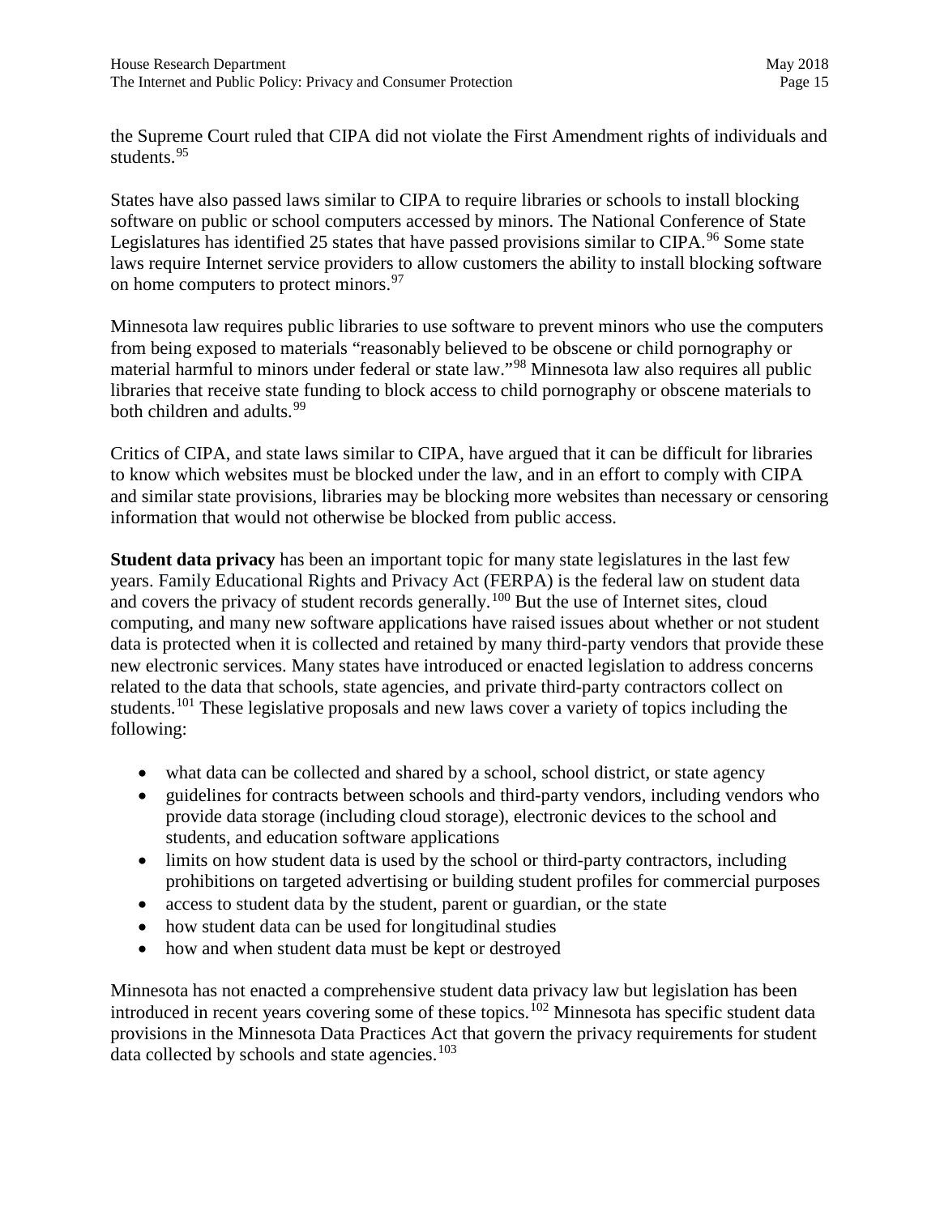the Supreme Court ruled that CIPA did not violate the First Amendment rights of individuals and students.[95]

States have also passed laws similar to CIPA to require libraries or schools to install blocking software on public or school computers accessed by minors. The National Conference of State Legislatures has identified 25 states that have passed provisions similar to CIPA.[96] Some state laws require Internet service providers to allow customers the ability to install blocking software on home computers to protect minors.[97]

Minnesota law requires public libraries to use software to prevent minors who use the computers from being exposed to materials "reasonably believed to be obscene or child pornography or material harmful to minors under federal or state law."[98] Minnesota law also requires all public libraries that receive state funding to block access to child pornography or obscene materials to both children and adults.[99]

Critics of CIPA, and state laws similar to CIPA, have argued that it can be difficult for libraries to know which websites must be blocked under the law, and in an effort to comply with CIPA and similar state provisions, libraries may be blocking more websites than necessary or censoring information that would not otherwise be blocked from public access.

**Student data privacy** has been an important topic for many state legislatures in the last few years. Family Educational Rights and Privacy Act (FERPA) is the federal law on student data and covers the privacy of student records generally.[100] But the use of Internet sites, cloud computing, and many new software applications have raised issues about whether or not student data is protected when it is collected and retained by many third-party vendors that provide these new electronic services. Many states have introduced or enacted legislation to address concerns related to the data that schools, state agencies, and private third-party contractors collect on students.[101] These legislative proposals and new laws cover a variety of topics including the following:

- what data can be collected and shared by a school, school district, or state agency
- guidelines for contracts between schools and third-party vendors, including vendors who provide data storage (including cloud storage), electronic devices to the school and students, and education software applications
- limits on how student data is used by the school or third-party contractors, including prohibitions on targeted advertising or building student profiles for commercial purposes
- access to student data by the student, parent or guardian, or the state
- how student data can be used for longitudinal studies
- how and when student data must be kept or destroyed

Minnesota has not enacted a comprehensive student data privacy law but legislation has been introduced in recent years covering some of these topics.[102] Minnesota has specific student data provisions in the Minnesota Data Practices Act that govern the privacy requirements for student data collected by schools and state agencies.[103]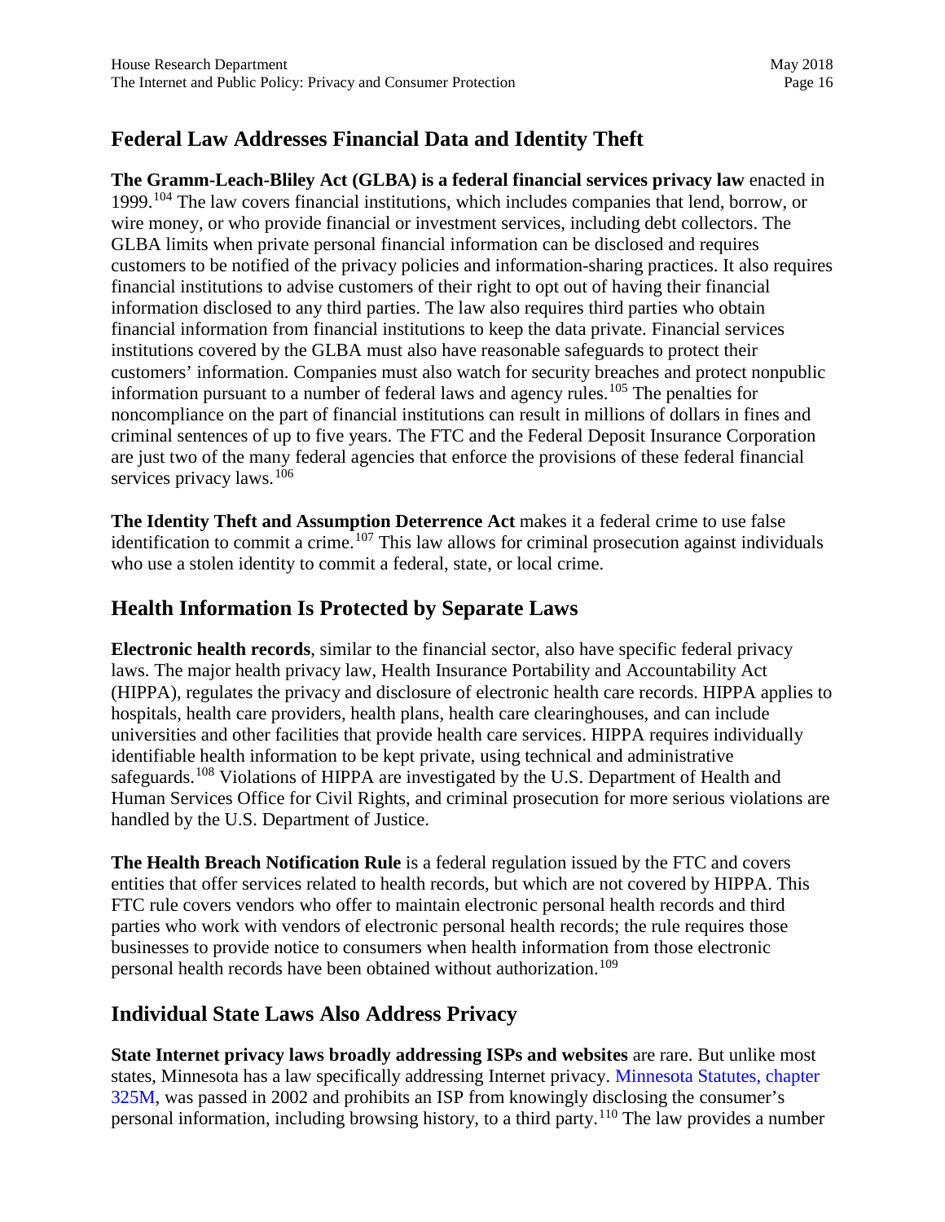## Federal Law Addresses Financial Data and Identity Theft

**The Gramm-Leach-Bliley Act (GLBA) is a federal financial services privacy law** enacted in 1999.[104] The law covers financial institutions, which includes companies that lend, borrow, or wire money, or who provide financial or investment services, including debt collectors. The GLBA limits when private personal financial information can be disclosed and requires customers to be notified of the privacy policies and information-sharing practices. It also requires financial institutions to advise customers of their right to opt out of having their financial information disclosed to any third parties. The law also requires third parties who obtain financial information from financial institutions to keep the data private. Financial services institutions covered by the GLBA must also have reasonable safeguards to protect their customers' information. Companies must also watch for security breaches and protect nonpublic information pursuant to a number of federal laws and agency rules.[105] The penalties for noncompliance on the part of financial institutions can result in millions of dollars in fines and criminal sentences of up to five years. The FTC and the Federal Deposit Insurance Corporation are just two of the many federal agencies that enforce the provisions of these federal financial services privacy laws.[106]

**The Identity Theft and Assumption Deterrence Act** makes it a federal crime to use false identification to commit a crime.[107] This law allows for criminal prosecution against individuals who use a stolen identity to commit a federal, state, or local crime.

## Health Information Is Protected by Separate Laws

**Electronic health records**, similar to the financial sector, also have specific federal privacy laws. The major health privacy law, Health Insurance Portability and Accountability Act (HIPPA), regulates the privacy and disclosure of electronic health care records. HIPPA applies to hospitals, health care providers, health plans, health care clearinghouses, and can include universities and other facilities that provide health care services. HIPPA requires individually identifiable health information to be kept private, using technical and administrative safeguards.[108] Violations of HIPPA are investigated by the U.S. Department of Health and Human Services Office for Civil Rights, and criminal prosecution for more serious violations are handled by the U.S. Department of Justice.

**The Health Breach Notification Rule** is a federal regulation issued by the FTC and covers entities that offer services related to health records, but which are not covered by HIPPA. This FTC rule covers vendors who offer to maintain electronic personal health records and third parties who work with vendors of electronic personal health records; the rule requires those businesses to provide notice to consumers when health information from those electronic personal health records have been obtained without authorization.[109]

## Individual State Laws Also Address Privacy

**State Internet privacy laws broadly addressing ISPs and websites** are rare. But unlike most states, Minnesota has a law specifically addressing Internet privacy. Minnesota Statutes, chapter 325M, was passed in 2002 and prohibits an ISP from knowingly disclosing the consumer's personal information, including browsing history, to a third party.[110] The law provides a number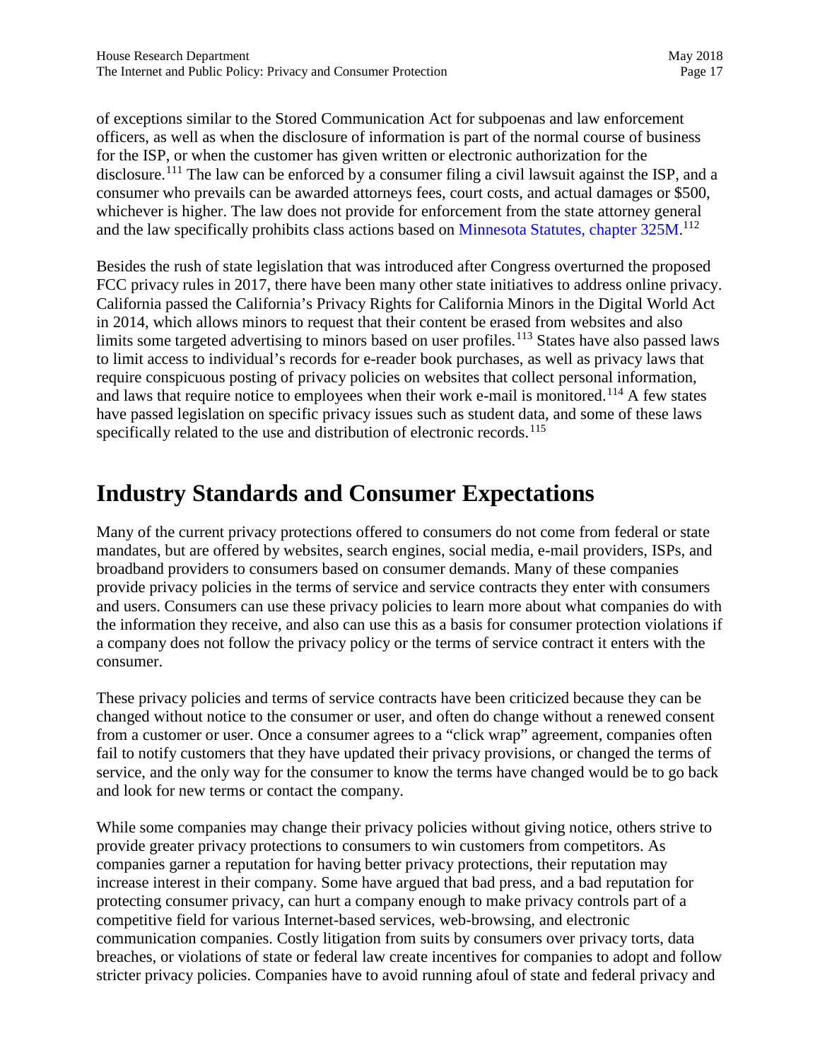of exceptions similar to the Stored Communication Act for subpoenas and law enforcement officers, as well as when the disclosure of information is part of the normal course of business for the ISP, or when the customer has given written or electronic authorization for the disclosure.[111] The law can be enforced by a consumer filing a civil lawsuit against the ISP, and a consumer who prevails can be awarded attorneys fees, court costs, and actual damages or $500, whichever is higher. The law does not provide for enforcement from the state attorney general and the law specifically prohibits class actions based on Minnesota Statutes, chapter 325M.[112]

Besides the rush of state legislation that was introduced after Congress overturned the proposed FCC privacy rules in 2017, there have been many other state initiatives to address online privacy. California passed the California's Privacy Rights for California Minors in the Digital World Act in 2014, which allows minors to request that their content be erased from websites and also limits some targeted advertising to minors based on user profiles.[113] States have also passed laws to limit access to individual's records for e-reader book purchases, as well as privacy laws that require conspicuous posting of privacy policies on websites that collect personal information, and laws that require notice to employees when their work e-mail is monitored.[114] A few states have passed legislation on specific privacy issues such as student data, and some of these laws specifically related to the use and distribution of electronic records.[115]

# Industry Standards and Consumer Expectations

Many of the current privacy protections offered to consumers do not come from federal or state mandates, but are offered by websites, search engines, social media, e-mail providers, ISPs, and broadband providers to consumers based on consumer demands. Many of these companies provide privacy policies in the terms of service and service contracts they enter with consumers and users. Consumers can use these privacy policies to learn more about what companies do with the information they receive, and also can use this as a basis for consumer protection violations if a company does not follow the privacy policy or the terms of service contract it enters with the consumer.

These privacy policies and terms of service contracts have been criticized because they can be changed without notice to the consumer or user, and often do change without a renewed consent from a customer or user. Once a consumer agrees to a "click wrap" agreement, companies often fail to notify customers that they have updated their privacy provisions, or changed the terms of service, and the only way for the consumer to know the terms have changed would be to go back and look for new terms or contact the company.

While some companies may change their privacy policies without giving notice, others strive to provide greater privacy protections to consumers to win customers from competitors. As companies garner a reputation for having better privacy protections, their reputation may increase interest in their company. Some have argued that bad press, and a bad reputation for protecting consumer privacy, can hurt a company enough to make privacy controls part of a competitive field for various Internet-based services, web-browsing, and electronic communication companies. Costly litigation from suits by consumers over privacy torts, data breaches, or violations of state or federal law create incentives for companies to adopt and follow stricter privacy policies. Companies have to avoid running afoul of state and federal privacy and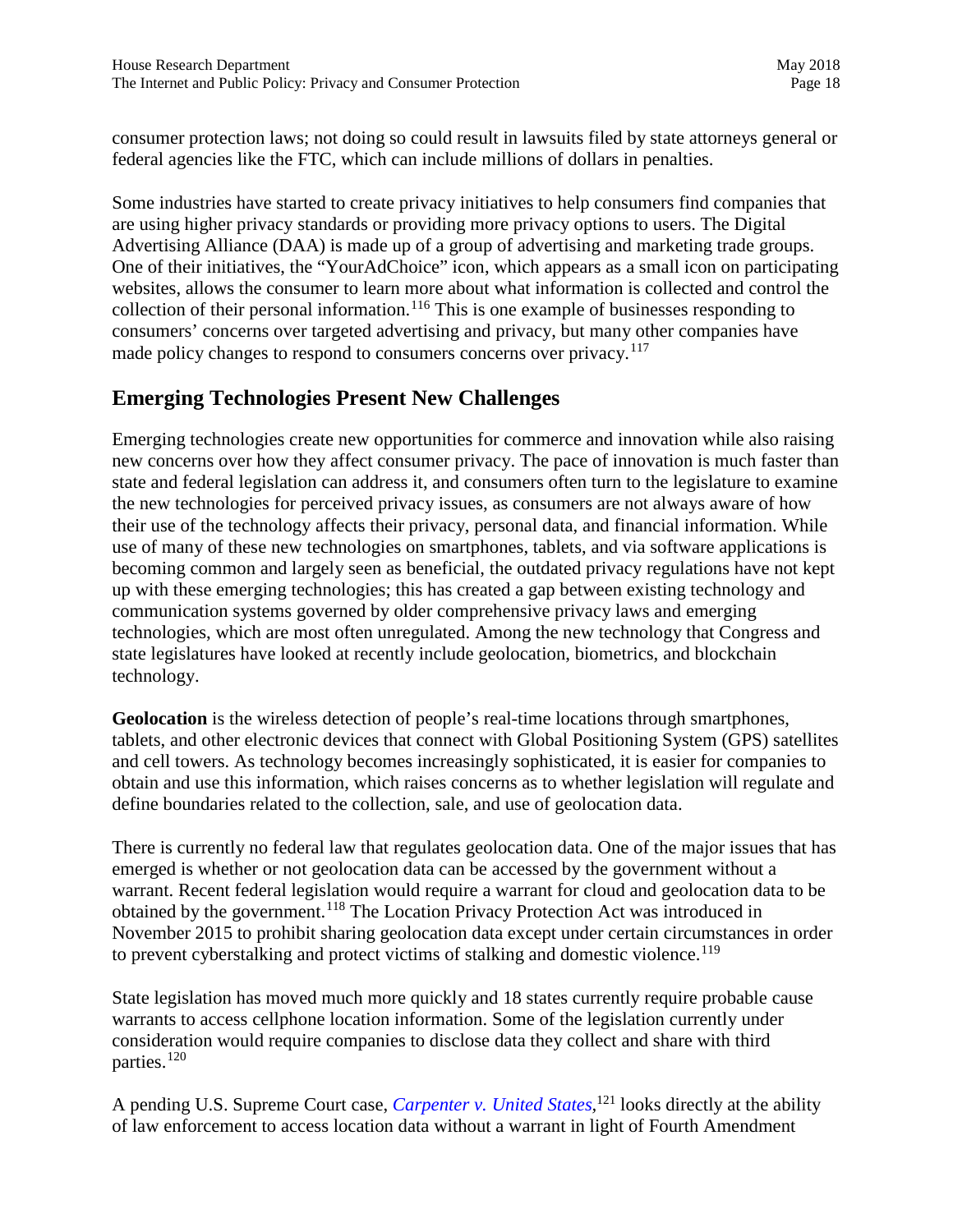consumer protection laws; not doing so could result in lawsuits filed by state attorneys general or federal agencies like the FTC, which can include millions of dollars in penalties.

Some industries have started to create privacy initiatives to help consumers find companies that are using higher privacy standards or providing more privacy options to users. The Digital Advertising Alliance (DAA) is made up of a group of advertising and marketing trade groups. One of their initiatives, the "YourAdChoice" icon, which appears as a small icon on participating websites, allows the consumer to learn more about what information is collected and control the collection of their personal information.[116] This is one example of businesses responding to consumers' concerns over targeted advertising and privacy, but many other companies have made policy changes to respond to consumers concerns over privacy.[117]

## Emerging Technologies Present New Challenges

Emerging technologies create new opportunities for commerce and innovation while also raising new concerns over how they affect consumer privacy. The pace of innovation is much faster than state and federal legislation can address it, and consumers often turn to the legislature to examine the new technologies for perceived privacy issues, as consumers are not always aware of how their use of the technology affects their privacy, personal data, and financial information. While use of many of these new technologies on smartphones, tablets, and via software applications is becoming common and largely seen as beneficial, the outdated privacy regulations have not kept up with these emerging technologies; this has created a gap between existing technology and communication systems governed by older comprehensive privacy laws and emerging technologies, which are most often unregulated. Among the new technology that Congress and state legislatures have looked at recently include geolocation, biometrics, and blockchain technology.

**Geolocation** is the wireless detection of people's real-time locations through smartphones, tablets, and other electronic devices that connect with Global Positioning System (GPS) satellites and cell towers. As technology becomes increasingly sophisticated, it is easier for companies to obtain and use this information, which raises concerns as to whether legislation will regulate and define boundaries related to the collection, sale, and use of geolocation data.

There is currently no federal law that regulates geolocation data. One of the major issues that has emerged is whether or not geolocation data can be accessed by the government without a warrant. Recent federal legislation would require a warrant for cloud and geolocation data to be obtained by the government.[118] The Location Privacy Protection Act was introduced in November 2015 to prohibit sharing geolocation data except under certain circumstances in order to prevent cyberstalking and protect victims of stalking and domestic violence.[119]

State legislation has moved much more quickly and 18 states currently require probable cause warrants to access cellphone location information. Some of the legislation currently under consideration would require companies to disclose data they collect and share with third parties.[120]

A pending U.S. Supreme Court case, *Carpenter v. United States*,[121] looks directly at the ability of law enforcement to access location data without a warrant in light of Fourth Amendment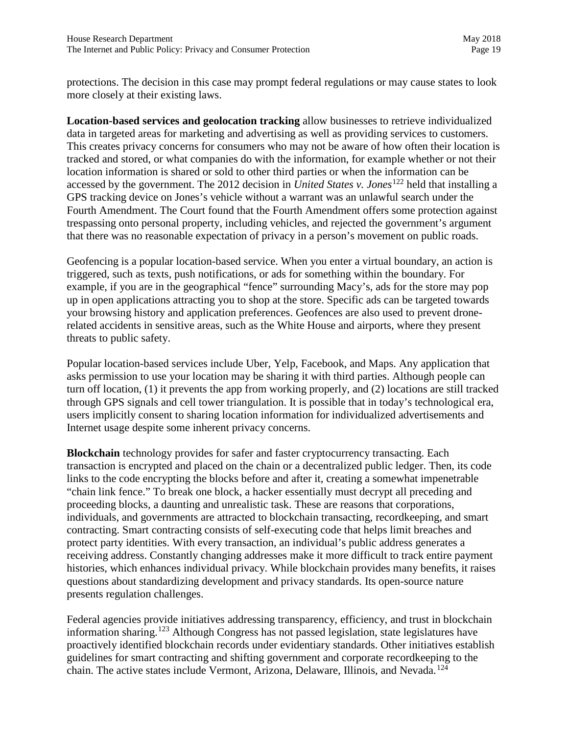protections. The decision in this case may prompt federal regulations or may cause states to look more closely at their existing laws.

**Location-based services and geolocation tracking** allow businesses to retrieve individualized data in targeted areas for marketing and advertising as well as providing services to customers. This creates privacy concerns for consumers who may not be aware of how often their location is tracked and stored, or what companies do with the information, for example whether or not their location information is shared or sold to other third parties or when the information can be accessed by the government. The 2012 decision in *United States v. Jones*[122] held that installing a GPS tracking device on Jones's vehicle without a warrant was an unlawful search under the Fourth Amendment. The Court found that the Fourth Amendment offers some protection against trespassing onto personal property, including vehicles, and rejected the government's argument that there was no reasonable expectation of privacy in a person's movement on public roads.

Geofencing is a popular location-based service. When you enter a virtual boundary, an action is triggered, such as texts, push notifications, or ads for something within the boundary. For example, if you are in the geographical "fence" surrounding Macy's, ads for the store may pop up in open applications attracting you to shop at the store. Specific ads can be targeted towards your browsing history and application preferences. Geofences are also used to prevent drone-related accidents in sensitive areas, such as the White House and airports, where they present threats to public safety.

Popular location-based services include Uber, Yelp, Facebook, and Maps. Any application that asks permission to use your location may be sharing it with third parties. Although people can turn off location, (1) it prevents the app from working properly, and (2) locations are still tracked through GPS signals and cell tower triangulation. It is possible that in today's technological era, users implicitly consent to sharing location information for individualized advertisements and Internet usage despite some inherent privacy concerns.

**Blockchain** technology provides for safer and faster cryptocurrency transacting. Each transaction is encrypted and placed on the chain or a decentralized public ledger. Then, its code links to the code encrypting the blocks before and after it, creating a somewhat impenetrable "chain link fence." To break one block, a hacker essentially must decrypt all preceding and proceeding blocks, a daunting and unrealistic task. These are reasons that corporations, individuals, and governments are attracted to blockchain transacting, recordkeeping, and smart contracting. Smart contracting consists of self-executing code that helps limit breaches and protect party identities. With every transaction, an individual's public address generates a receiving address. Constantly changing addresses make it more difficult to track entire payment histories, which enhances individual privacy. While blockchain provides many benefits, it raises questions about standardizing development and privacy standards. Its open-source nature presents regulation challenges.

Federal agencies provide initiatives addressing transparency, efficiency, and trust in blockchain information sharing.[123] Although Congress has not passed legislation, state legislatures have proactively identified blockchain records under evidentiary standards. Other initiatives establish guidelines for smart contracting and shifting government and corporate recordkeeping to the chain. The active states include Vermont, Arizona, Delaware, Illinois, and Nevada.[124]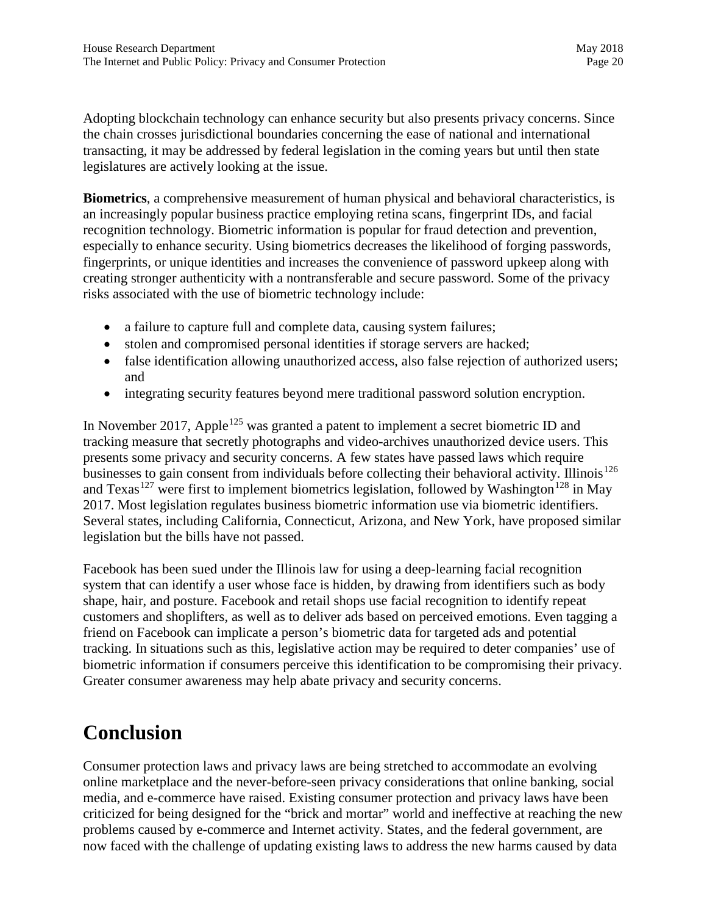Adopting blockchain technology can enhance security but also presents privacy concerns. Since the chain crosses jurisdictional boundaries concerning the ease of national and international transacting, it may be addressed by federal legislation in the coming years but until then state legislatures are actively looking at the issue.

**Biometrics**, a comprehensive measurement of human physical and behavioral characteristics, is an increasingly popular business practice employing retina scans, fingerprint IDs, and facial recognition technology. Biometric information is popular for fraud detection and prevention, especially to enhance security. Using biometrics decreases the likelihood of forging passwords, fingerprints, or unique identities and increases the convenience of password upkeep along with creating stronger authenticity with a nontransferable and secure password. Some of the privacy risks associated with the use of biometric technology include:

- a failure to capture full and complete data, causing system failures;
- stolen and compromised personal identities if storage servers are hacked;
- false identification allowing unauthorized access, also false rejection of authorized users; and
- integrating security features beyond mere traditional password solution encryption.

In November 2017, Apple[125] was granted a patent to implement a secret biometric ID and tracking measure that secretly photographs and video-archives unauthorized device users. This presents some privacy and security concerns. A few states have passed laws which require businesses to gain consent from individuals before collecting their behavioral activity. Illinois[126] and Texas[127] were first to implement biometrics legislation, followed by Washington[128] in May 2017. Most legislation regulates business biometric information use via biometric identifiers. Several states, including California, Connecticut, Arizona, and New York, have proposed similar legislation but the bills have not passed.

Facebook has been sued under the Illinois law for using a deep-learning facial recognition system that can identify a user whose face is hidden, by drawing from identifiers such as body shape, hair, and posture. Facebook and retail shops use facial recognition to identify repeat customers and shoplifters, as well as to deliver ads based on perceived emotions. Even tagging a friend on Facebook can implicate a person's biometric data for targeted ads and potential tracking. In situations such as this, legislative action may be required to deter companies' use of biometric information if consumers perceive this identification to be compromising their privacy. Greater consumer awareness may help abate privacy and security concerns.

# Conclusion

Consumer protection laws and privacy laws are being stretched to accommodate an evolving online marketplace and the never-before-seen privacy considerations that online banking, social media, and e-commerce have raised. Existing consumer protection and privacy laws have been criticized for being designed for the "brick and mortar" world and ineffective at reaching the new problems caused by e-commerce and Internet activity. States, and the federal government, are now faced with the challenge of updating existing laws to address the new harms caused by data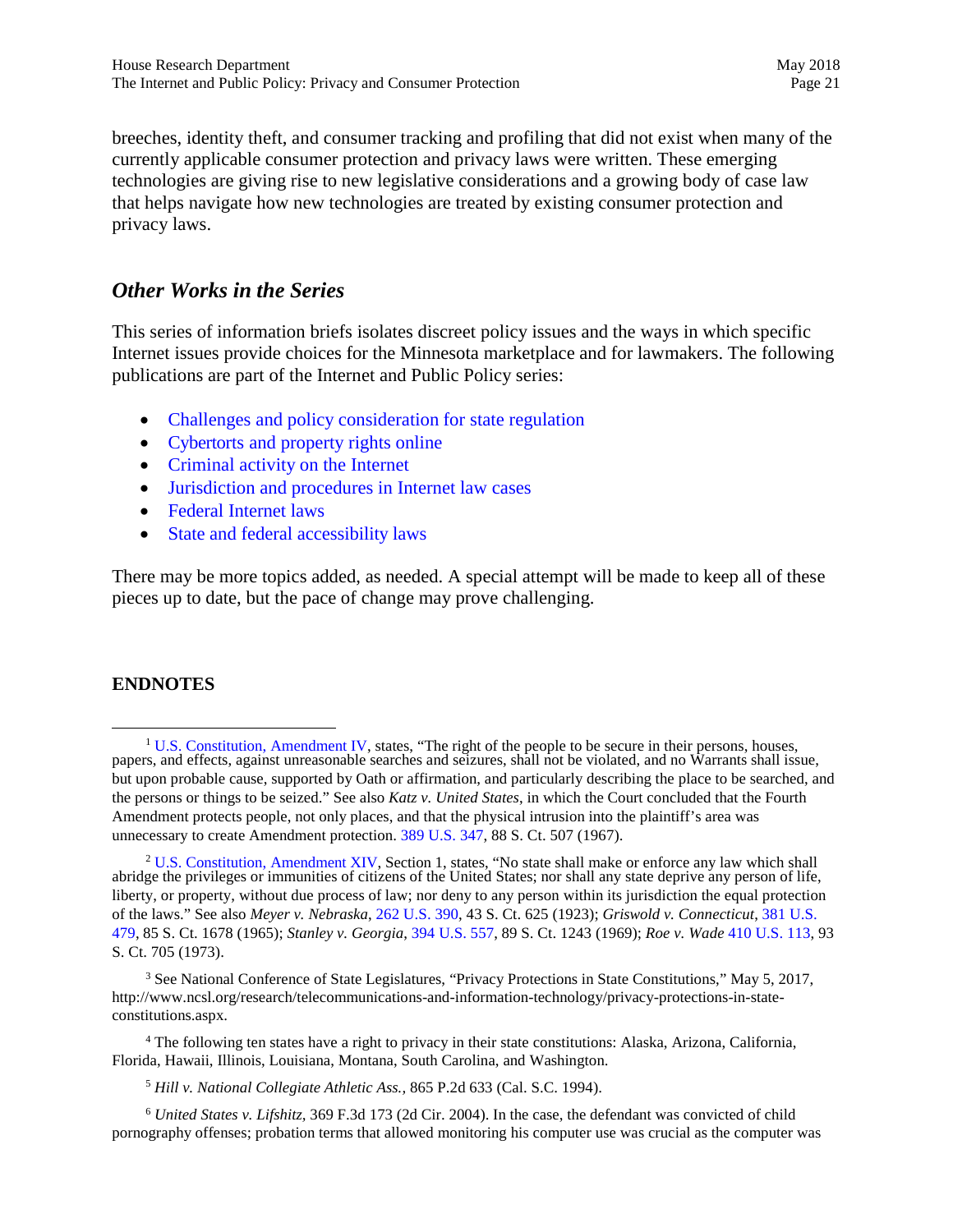breeches, identity theft, and consumer tracking and profiling that did not exist when many of the currently applicable consumer protection and privacy laws were written. These emerging technologies are giving rise to new legislative considerations and a growing body of case law that helps navigate how new technologies are treated by existing consumer protection and privacy laws.

## *Other Works in the Series*

This series of information briefs isolates discreet policy issues and the ways in which specific Internet issues provide choices for the Minnesota marketplace and for lawmakers. The following publications are part of the Internet and Public Policy series:

- Challenges and policy consideration for state regulation
- Cybertorts and property rights online
- Criminal activity on the Internet
- Jurisdiction and procedures in Internet law cases
- Federal Internet laws
- State and federal accessibility laws

There may be more topics added, as needed. A special attempt will be made to keep all of these pieces up to date, but the pace of change may prove challenging.

**ENDNOTES**

[1] U.S. Constitution, Amendment IV, states, "The right of the people to be secure in their persons, houses, papers, and effects, against unreasonable searches and seizures, shall not be violated, and no Warrants shall issue, but upon probable cause, supported by Oath or affirmation, and particularly describing the place to be searched, and the persons or things to be seized." See also *Katz v. United States*, in which the Court concluded that the Fourth Amendment protects people, not only places, and that the physical intrusion into the plaintiff's area was unnecessary to create Amendment protection. 389 U.S. 347, 88 S. Ct. 507 (1967).

[2] U.S. Constitution, Amendment XIV, Section 1, states, "No state shall make or enforce any law which shall abridge the privileges or immunities of citizens of the United States; nor shall any state deprive any person of life, liberty, or property, without due process of law; nor deny to any person within its jurisdiction the equal protection of the laws." See also *Meyer v. Nebraska*, 262 U.S. 390, 43 S. Ct. 625 (1923); *Griswold v. Connecticut*, 381 U.S. 479, 85 S. Ct. 1678 (1965); *Stanley v. Georgia*, 394 U.S. 557, 89 S. Ct. 1243 (1969); *Roe v. Wade* 410 U.S. 113, 93 S. Ct. 705 (1973).

[3] See National Conference of State Legislatures, "Privacy Protections in State Constitutions," May 5, 2017, http://www.ncsl.org/research/telecommunications-and-information-technology/privacy-protections-in-state-constitutions.aspx.

[4] The following ten states have a right to privacy in their state constitutions: Alaska, Arizona, California, Florida, Hawaii, Illinois, Louisiana, Montana, South Carolina, and Washington.

[5] *Hill v. National Collegiate Athletic Ass.*, 865 P.2d 633 (Cal. S.C. 1994).

[6] *United States v. Lifshitz,* 369 F.3d 173 (2d Cir. 2004). In the case, the defendant was convicted of child pornography offenses; probation terms that allowed monitoring his computer use was crucial as the computer was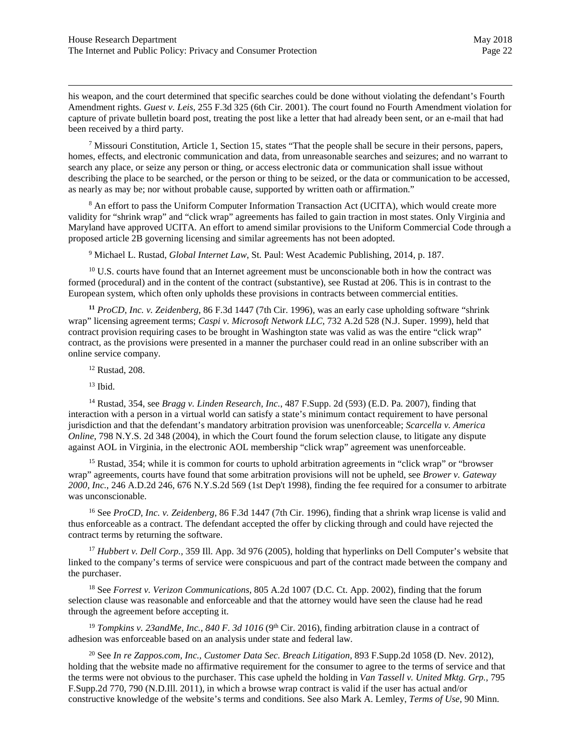his weapon, and the court determined that specific searches could be done without violating the defendant's Fourth Amendment rights. *Guest v. Leis,* 255 F.3d 325 (6th Cir. 2001). The court found no Fourth Amendment violation for capture of private bulletin board post, treating the post like a letter that had already been sent, or an e-mail that had been received by a third party.

[7] Missouri Constitution, Article 1, Section 15, states "That the people shall be secure in their persons, papers, homes, effects, and electronic communication and data, from unreasonable searches and seizures; and no warrant to search any place, or seize any person or thing, or access electronic data or communication shall issue without describing the place to be searched, or the person or thing to be seized, or the data or communication to be accessed, as nearly as may be; nor without probable cause, supported by written oath or affirmation."

[8] An effort to pass the Uniform Computer Information Transaction Act (UCITA), which would create more validity for "shrink wrap" and "click wrap" agreements has failed to gain traction in most states. Only Virginia and Maryland have approved UCITA. An effort to amend similar provisions to the Uniform Commercial Code through a proposed article 2B governing licensing and similar agreements has not been adopted.

[9] Michael L. Rustad, *Global Internet Law*, St. Paul: West Academic Publishing, 2014, p. 187.

[10] U.S. courts have found that an Internet agreement must be unconscionable both in how the contract was formed (procedural) and in the content of the contract (substantive), see Rustad at 206. This is in contrast to the European system, which often only upholds these provisions in contracts between commercial entities.

**[11]** *ProCD, Inc. v. Zeidenberg*, 86 F.3d 1447 (7th Cir. 1996), was an early case upholding software "shrink wrap" licensing agreement terms; *Caspi v. Microsoft Network LLC*, 732 A.2d 528 (N.J. Super. 1999), held that contract provision requiring cases to be brought in Washington state was valid as was the entire "click wrap" contract, as the provisions were presented in a manner the purchaser could read in an online subscriber with an online service company.

[12] Rustad, 208.

[13] Ibid.

[14] Rustad, 354, see *Bragg v. Linden Research, Inc.*, 487 F.Supp. 2d (593) (E.D. Pa. 2007), finding that interaction with a person in a virtual world can satisfy a state's minimum contact requirement to have personal jurisdiction and that the defendant's mandatory arbitration provision was unenforceable; *Scarcella v. America Online*, 798 N.Y.S. 2d 348 (2004), in which the Court found the forum selection clause, to litigate any dispute against AOL in Virginia, in the electronic AOL membership "click wrap" agreement was unenforceable.

[15] Rustad, 354; while it is common for courts to uphold arbitration agreements in "click wrap" or "browser wrap" agreements, courts have found that some arbitration provisions will not be upheld, see *Brower v. Gateway 2000, Inc.*, 246 A.D.2d 246, 676 N.Y.S.2d 569 (1st Dep't 1998), finding the fee required for a consumer to arbitrate was unconscionable.

[16] See *ProCD, Inc. v. Zeidenberg*, 86 F.3d 1447 (7th Cir. 1996), finding that a shrink wrap license is valid and thus enforceable as a contract. The defendant accepted the offer by clicking through and could have rejected the contract terms by returning the software.

[17] *Hubbert v. Dell Corp.,* 359 Ill. App. 3d 976 (2005), holding that hyperlinks on Dell Computer's website that linked to the company's terms of service were conspicuous and part of the contract made between the company and the purchaser.

[18] See *Forrest v. Verizon Communications,* 805 A.2d 1007 (D.C. Ct. App. 2002), finding that the forum selection clause was reasonable and enforceable and that the attorney would have seen the clause had he read through the agreement before accepting it.

[19] *Tompkins v. 23andMe, Inc., 840 F. 3d 1016* (9th Cir. 2016), finding arbitration clause in a contract of adhesion was enforceable based on an analysis under state and federal law.

[20] See *In re Zappos.com, Inc., Customer Data Sec. Breach Litigation,* 893 F.Supp.2d 1058 (D. Nev. 2012), holding that the website made no affirmative requirement for the consumer to agree to the terms of service and that the terms were not obvious to the purchaser. This case upheld the holding in *Van Tassell v. United Mktg. Grp.,* 795 F.Supp.2d 770, 790 (N.D.Ill. 2011), in which a browse wrap contract is valid if the user has actual and/or constructive knowledge of the website's terms and conditions. See also Mark A. Lemley, *Terms of Use,* 90 Minn.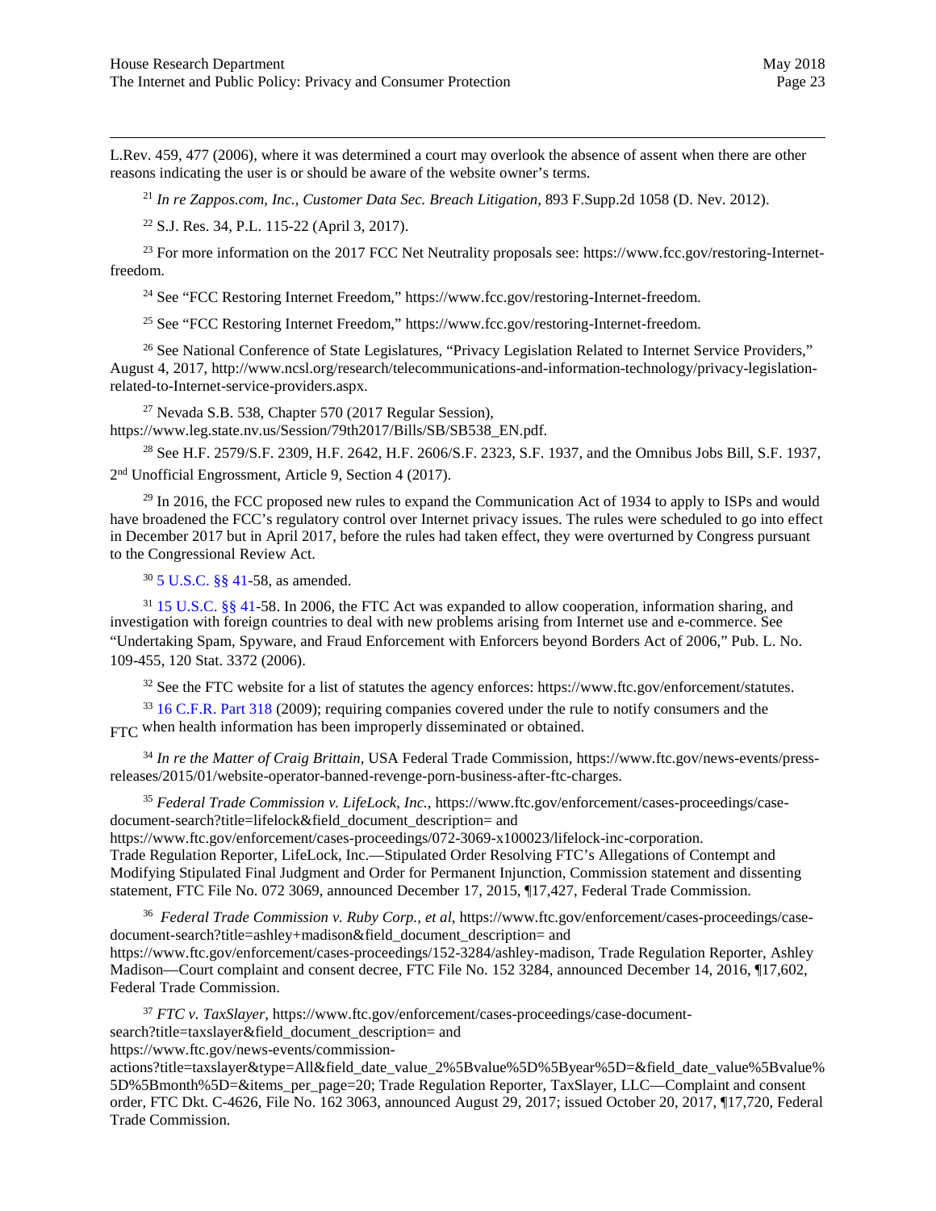L.Rev. 459, 477 (2006), where it was determined a court may overlook the absence of assent when there are other reasons indicating the user is or should be aware of the website owner's terms.

[21] *In re Zappos.com, Inc., Customer Data Sec. Breach Litigation*, 893 F.Supp.2d 1058 (D. Nev. 2012).

[22] S.J. Res. 34, P.L. 115-22 (April 3, 2017).

[23] For more information on the 2017 FCC Net Neutrality proposals see: https://www.fcc.gov/restoring-Internet-freedom.

[24] See "FCC Restoring Internet Freedom," https://www.fcc.gov/restoring-Internet-freedom.

[25] See "FCC Restoring Internet Freedom," https://www.fcc.gov/restoring-Internet-freedom.

[26] See National Conference of State Legislatures, "Privacy Legislation Related to Internet Service Providers," August 4, 2017, http://www.ncsl.org/research/telecommunications-and-information-technology/privacy-legislation-related-to-Internet-service-providers.aspx.

[27] Nevada S.B. 538, Chapter 570 (2017 Regular Session), https://www.leg.state.nv.us/Session/79th2017/Bills/SB/SB538_EN.pdf.

[28] See H.F. 2579/S.F. 2309, H.F. 2642, H.F. 2606/S.F. 2323, S.F. 1937, and the Omnibus Jobs Bill, S.F. 1937, 2nd Unofficial Engrossment, Article 9, Section 4 (2017).

[29] In 2016, the FCC proposed new rules to expand the Communication Act of 1934 to apply to ISPs and would have broadened the FCC's regulatory control over Internet privacy issues. The rules were scheduled to go into effect in December 2017 but in April 2017, before the rules had taken effect, they were overturned by Congress pursuant to the Congressional Review Act.

[30] 5 U.S.C. §§ 41-58, as amended.

[31] 15 U.S.C. §§ 41-58. In 2006, the FTC Act was expanded to allow cooperation, information sharing, and investigation with foreign countries to deal with new problems arising from Internet use and e-commerce. See "Undertaking Spam, Spyware, and Fraud Enforcement with Enforcers beyond Borders Act of 2006," Pub. L. No. 109-455, 120 Stat. 3372 (2006).

[32] See the FTC website for a list of statutes the agency enforces: https://www.ftc.gov/enforcement/statutes.

[33] 16 C.F.R. Part 318 (2009); requiring companies covered under the rule to notify consumers and the FTC when health information has been improperly disseminated or obtained.

[34] *In re the Matter of Craig Brittain*, USA Federal Trade Commission, https://www.ftc.gov/news-events/press-releases/2015/01/website-operator-banned-revenge-porn-business-after-ftc-charges.

[35] *Federal Trade Commission v. LifeLock, Inc.*, https://www.ftc.gov/enforcement/cases-proceedings/case-document-search?title=lifelock&field_document_description= and https://www.ftc.gov/enforcement/cases-proceedings/072-3069-x100023/lifelock-inc-corporation. Trade Regulation Reporter, LifeLock, Inc.—Stipulated Order Resolving FTC's Allegations of Contempt and Modifying Stipulated Final Judgment and Order for Permanent Injunction, Commission statement and dissenting statement, FTC File No. 072 3069, announced December 17, 2015, ¶17,427, Federal Trade Commission.

[36] *Federal Trade Commission v. Ruby Corp., et al*, https://www.ftc.gov/enforcement/cases-proceedings/case-document-search?title=ashley+madison&field_document_description= and https://www.ftc.gov/enforcement/cases-proceedings/152-3284/ashley-madison, Trade Regulation Reporter, Ashley Madison—Court complaint and consent decree, FTC File No. 152 3284, announced December 14, 2016, ¶17,602, Federal Trade Commission.

[37] *FTC v. TaxSlayer*, https://www.ftc.gov/enforcement/cases-proceedings/case-document-search?title=taxslayer&field_document_description= and https://www.ftc.gov/news-events/commission-actions?title=taxslayer&type=All&field_date_value_2%5Bvalue%5D%5Byear%5D=&field_date_value%5Bvalue%5D%5Bmonth%5D=&items_per_page=20; Trade Regulation Reporter, TaxSlayer, LLC—Complaint and consent order, FTC Dkt. C-4626, File No. 162 3063, announced August 29, 2017; issued October 20, 2017, ¶17,720, Federal Trade Commission.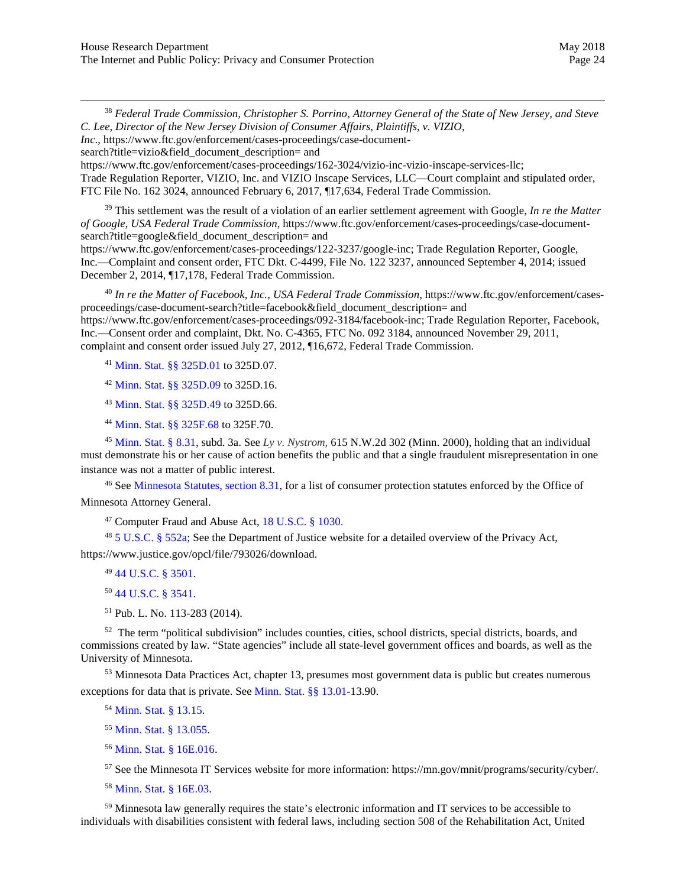[38] *Federal Trade Commission, Christopher S. Porrino, Attorney General of the State of New Jersey, and Steve C. Lee, Director of the New Jersey Division of Consumer Affairs, Plaintiffs, v. VIZIO, Inc*., https://www.ftc.gov/enforcement/cases-proceedings/case-document-search?title=vizio&field_document_description= and https://www.ftc.gov/enforcement/cases-proceedings/162-3024/vizio-inc-vizio-inscape-services-llc; Trade Regulation Reporter, VIZIO, Inc. and VIZIO Inscape Services, LLC—Court complaint and stipulated order, FTC File No. 162 3024, announced February 6, 2017, ¶17,634, Federal Trade Commission.

[39] This settlement was the result of a violation of an earlier settlement agreement with Google, *In re the Matter of Google, USA Federal Trade Commission*, https://www.ftc.gov/enforcement/cases-proceedings/case-document-search?title=google&field_document_description= and https://www.ftc.gov/enforcement/cases-proceedings/122-3237/google-inc; Trade Regulation Reporter, Google, Inc.—Complaint and consent order, FTC Dkt. C-4499, File No. 122 3237, announced September 4, 2014; issued December 2, 2014, ¶17,178, Federal Trade Commission.

[40] *In re the Matter of Facebook, Inc., USA Federal Trade Commission*, https://www.ftc.gov/enforcement/cases-proceedings/case-document-search?title=facebook&field_document_description= and https://www.ftc.gov/enforcement/cases-proceedings/092-3184/facebook-inc; Trade Regulation Reporter, Facebook, Inc.—Consent order and complaint, Dkt. No. C-4365, FTC No. 092 3184, announced November 29, 2011, complaint and consent order issued July 27, 2012, ¶16,672, Federal Trade Commission.

[41] Minn. Stat. §§ 325D.01 to 325D.07.

[42] Minn. Stat. §§ 325D.09 to 325D.16.

[43] Minn. Stat. §§ 325D.49 to 325D.66.

[44] Minn. Stat. §§ 325F.68 to 325F.70.

[45] Minn. Stat. § 8.31, subd. 3a. See *Ly v. Nystrom,* 615 N.W.2d 302 (Minn. 2000), holding that an individual must demonstrate his or her cause of action benefits the public and that a single fraudulent misrepresentation in one instance was not a matter of public interest.

[46] See Minnesota Statutes, section 8.31, for a list of consumer protection statutes enforced by the Office of Minnesota Attorney General.

[47] Computer Fraud and Abuse Act, 18 U.S.C. § 1030.

[48] 5 U.S.C. § 552a; See the Department of Justice website for a detailed overview of the Privacy Act, https://www.justice.gov/opcl/file/793026/download.

[49] 44 U.S.C. § 3501.

[50] 44 U.S.C. § 3541.

[51] Pub. L. No. 113-283 (2014).

[52] The term "political subdivision" includes counties, cities, school districts, special districts, boards, and commissions created by law. "State agencies" include all state-level government offices and boards, as well as the University of Minnesota.

[53] Minnesota Data Practices Act, chapter 13, presumes most government data is public but creates numerous exceptions for data that is private. See Minn. Stat. §§ 13.01-13.90.

[54] Minn. Stat. § 13.15.

[55] Minn. Stat. § 13.055.

[56] Minn. Stat. § 16E.016.

[57] See the Minnesota IT Services website for more information: https://mn.gov/mnit/programs/security/cyber/.

[58] Minn. Stat. § 16E.03.

[59] Minnesota law generally requires the state's electronic information and IT services to be accessible to individuals with disabilities consistent with federal laws, including section 508 of the Rehabilitation Act, United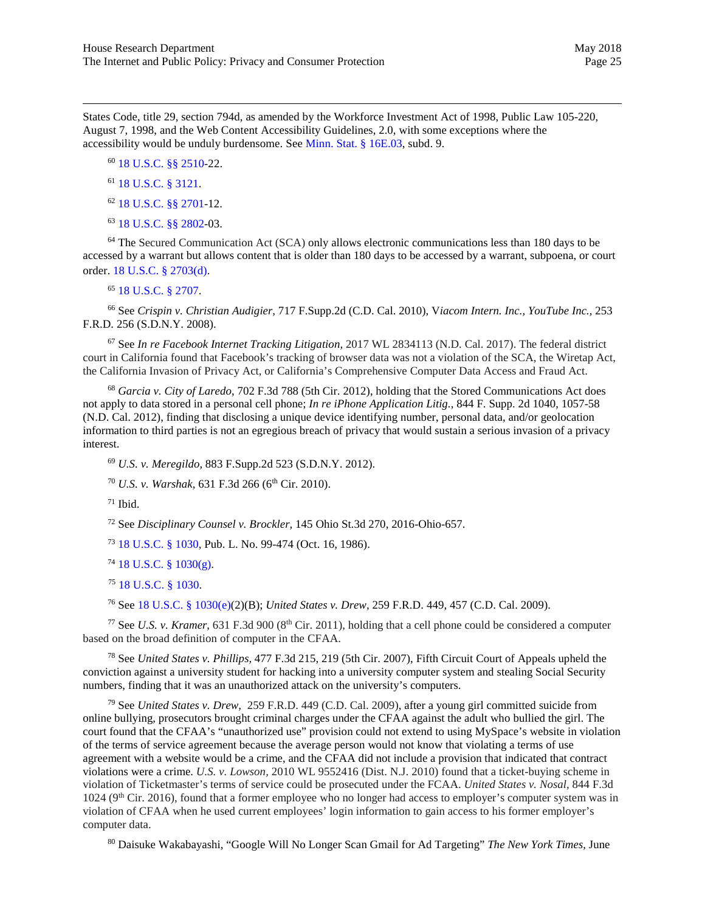States Code, title 29, section 794d, as amended by the Workforce Investment Act of 1998, Public Law 105-220, August 7, 1998, and the Web Content Accessibility Guidelines, 2.0, with some exceptions where the accessibility would be unduly burdensome. See Minn. Stat. § 16E.03, subd. 9.

[60] 18 U.S.C. §§ 2510-22.

[61] 18 U.S.C. § 3121.

[62] 18 U.S.C. §§ 2701-12.

[63] 18 U.S.C. §§ 2802-03.

[64] The Secured Communication Act (SCA) only allows electronic communications less than 180 days to be accessed by a warrant but allows content that is older than 180 days to be accessed by a warrant, subpoena, or court order. 18 U.S.C. § 2703(d).

[65] 18 U.S.C. § 2707.

[66] See *Crispin v. Christian Audigier,* 717 F.Supp.2d (C.D. Cal. 2010), V*iacom Intern. Inc., YouTube Inc.,* 253 F.R.D. 256 (S.D.N.Y. 2008).

[67] See *In re Facebook Internet Tracking Litigation,* 2017 WL 2834113 (N.D. Cal. 2017). The federal district court in California found that Facebook's tracking of browser data was not a violation of the SCA, the Wiretap Act, the California Invasion of Privacy Act, or California's Comprehensive Computer Data Access and Fraud Act.

[68] *Garcia v. City of Laredo*, 702 F.3d 788 (5th Cir. 2012), holding that the Stored Communications Act does not apply to data stored in a personal cell phone; *In re iPhone Application Litig.*, 844 F. Supp. 2d 1040, 1057-58 (N.D. Cal. 2012), finding that disclosing a unique device identifying number, personal data, and/or geolocation information to third parties is not an egregious breach of privacy that would sustain a serious invasion of a privacy interest.

[69] *U.S. v. Meregildo,* 883 F.Supp.2d 523 (S.D.N.Y. 2012).

[70] *U.S. v. Warshak,* 631 F.3d 266 (6th Cir. 2010).

[71] Ibid.

[72] See *Disciplinary Counsel v. Brockler,* 145 Ohio St.3d 270, 2016-Ohio-657.

[73] 18 U.S.C. § 1030, Pub. L. No. 99-474 (Oct. 16, 1986).

[74] 18 U.S.C. § 1030(g).

[75] 18 U.S.C. § 1030.

[76] See 18 U.S.C. § 1030(e)(2)(B); *United States v. Drew,* 259 F.R.D. 449, 457 (C.D. Cal. 2009).

[77] See *U.S. v. Kramer*, 631 F.3d 900 (8th Cir. 2011), holding that a cell phone could be considered a computer based on the broad definition of computer in the CFAA.

[78] See *United States v. Phillips,* 477 F.3d 215, 219 (5th Cir. 2007), Fifth Circuit Court of Appeals upheld the conviction against a university student for hacking into a university computer system and stealing Social Security numbers, finding that it was an unauthorized attack on the university's computers.

[79] See *United States v. Drew,* 259 F.R.D. 449 (C.D. Cal. 2009), after a young girl committed suicide from online bullying, prosecutors brought criminal charges under the CFAA against the adult who bullied the girl. The court found that the CFAA's "unauthorized use" provision could not extend to using MySpace's website in violation of the terms of service agreement because the average person would not know that violating a terms of use agreement with a website would be a crime, and the CFAA did not include a provision that indicated that contract violations were a crime. *U.S. v. Lowson,* 2010 WL 9552416 (Dist. N.J. 2010) found that a ticket-buying scheme in violation of Ticketmaster's terms of service could be prosecuted under the FCAA. *United States v. Nosal,* 844 F.3d 1024 (9th Cir. 2016), found that a former employee who no longer had access to employer's computer system was in violation of CFAA when he used current employees' login information to gain access to his former employer's computer data.

[80] Daisuke Wakabayashi, "Google Will No Longer Scan Gmail for Ad Targeting" *The New York Times*, June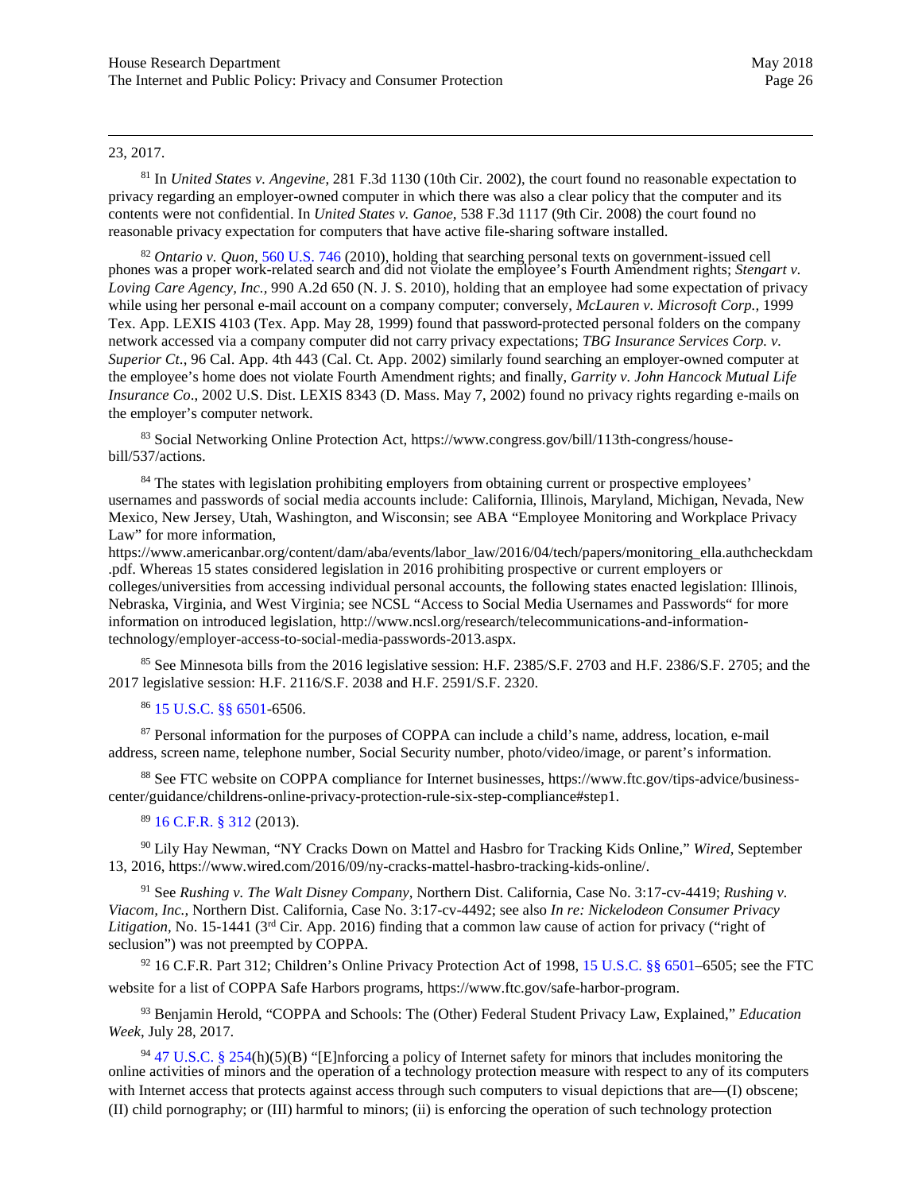23, 2017.

[81] In *United States v. Angevine*, 281 F.3d 1130 (10th Cir. 2002), the court found no reasonable expectation to privacy regarding an employer-owned computer in which there was also a clear policy that the computer and its contents were not confidential. In *United States v. Ganoe*, 538 F.3d 1117 (9th Cir. 2008) the court found no reasonable privacy expectation for computers that have active file-sharing software installed.

[82] *Ontario v. Quon*, 560 U.S. 746 (2010), holding that searching personal texts on government-issued cell phones was a proper work-related search and did not violate the employee's Fourth Amendment rights; *Stengart v. Loving Care Agency, Inc.*, 990 A.2d 650 (N. J. S. 2010), holding that an employee had some expectation of privacy while using her personal e-mail account on a company computer; conversely, *McLauren v. Microsoft Corp.*, 1999 Tex. App. LEXIS 4103 (Tex. App. May 28, 1999) found that password-protected personal folders on the company network accessed via a company computer did not carry privacy expectations; *TBG Insurance Services Corp. v. Superior Ct.*, 96 Cal. App. 4th 443 (Cal. Ct. App. 2002) similarly found searching an employer-owned computer at the employee's home does not violate Fourth Amendment rights; and finally, *Garrity v. John Hancock Mutual Life Insurance Co.*, 2002 U.S. Dist. LEXIS 8343 (D. Mass. May 7, 2002) found no privacy rights regarding e-mails on the employer's computer network.

[83] Social Networking Online Protection Act, https://www.congress.gov/bill/113th-congress/house-bill/537/actions.

[84] The states with legislation prohibiting employers from obtaining current or prospective employees' usernames and passwords of social media accounts include: California, Illinois, Maryland, Michigan, Nevada, New Mexico, New Jersey, Utah, Washington, and Wisconsin; see ABA "Employee Monitoring and Workplace Privacy Law" for more information, https://www.americanbar.org/content/dam/aba/events/labor_law/2016/04/tech/papers/monitoring_ella.authcheckdam.pdf. Whereas 15 states considered legislation in 2016 prohibiting prospective or current employers or colleges/universities from accessing individual personal accounts, the following states enacted legislation: Illinois, Nebraska, Virginia, and West Virginia; see NCSL "Access to Social Media Usernames and Passwords" for more information on introduced legislation, http://www.ncsl.org/research/telecommunications-and-information-technology/employer-access-to-social-media-passwords-2013.aspx.

[85] See Minnesota bills from the 2016 legislative session: H.F. 2385/S.F. 2703 and H.F. 2386/S.F. 2705; and the 2017 legislative session: H.F. 2116/S.F. 2038 and H.F. 2591/S.F. 2320.

[86] 15 U.S.C. §§ 6501-6506.

[87] Personal information for the purposes of COPPA can include a child's name, address, location, e-mail address, screen name, telephone number, Social Security number, photo/video/image, or parent's information.

[88] See FTC website on COPPA compliance for Internet businesses, https://www.ftc.gov/tips-advice/business-center/guidance/childrens-online-privacy-protection-rule-six-step-compliance#step1.

[89] 16 C.F.R. § 312 (2013).

[90] Lily Hay Newman, "NY Cracks Down on Mattel and Hasbro for Tracking Kids Online," *Wired*, September 13, 2016, https://www.wired.com/2016/09/ny-cracks-mattel-hasbro-tracking-kids-online/.

[91] See *Rushing v. The Walt Disney Company*, Northern Dist. California, Case No. 3:17-cv-4419; *Rushing v. Viacom, Inc.*, Northern Dist. California, Case No. 3:17-cv-4492; see also *In re: Nickelodeon Consumer Privacy Litigation*, No. 15-1441 (3rd Cir. App. 2016) finding that a common law cause of action for privacy ("right of seclusion") was not preempted by COPPA.

[92] 16 C.F.R. Part 312; Children's Online Privacy Protection Act of 1998, 15 U.S.C. §§ 6501–6505; see the FTC website for a list of COPPA Safe Harbors programs, https://www.ftc.gov/safe-harbor-program.

[93] Benjamin Herold, "COPPA and Schools: The (Other) Federal Student Privacy Law, Explained," *Education Week*, July 28, 2017.

[94] 47 U.S.C. § 254(h)(5)(B) "[E]nforcing a policy of Internet safety for minors that includes monitoring the online activities of minors and the operation of a technology protection measure with respect to any of its computers with Internet access that protects against access through such computers to visual depictions that are—(I) obscene; (II) child pornography; or (III) harmful to minors; (ii) is enforcing the operation of such technology protection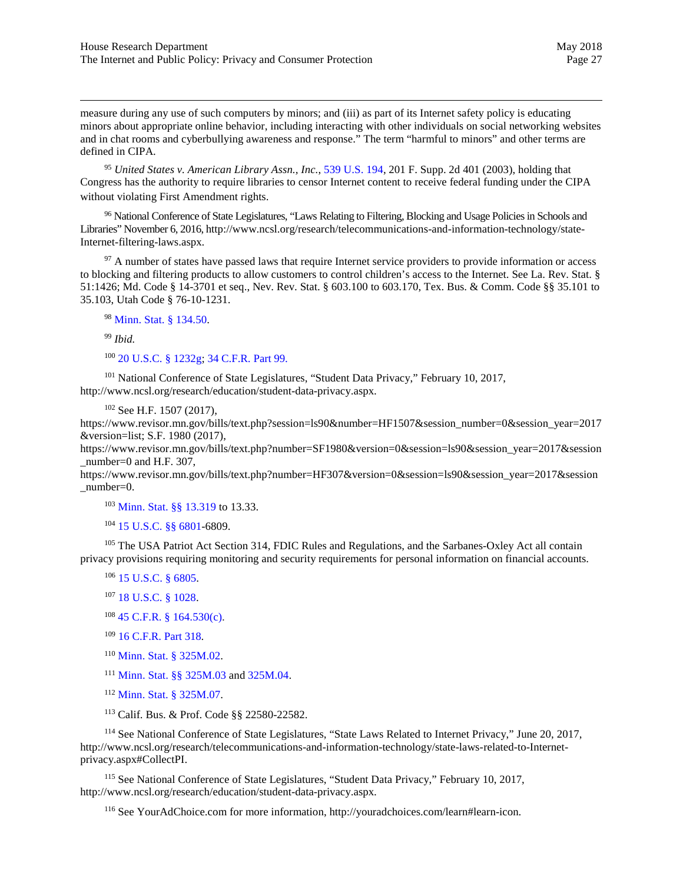measure during any use of such computers by minors; and (iii) as part of its Internet safety policy is educating minors about appropriate online behavior, including interacting with other individuals on social networking websites and in chat rooms and cyberbullying awareness and response." The term "harmful to minors" and other terms are defined in CIPA.

[95] *United States v. American Library Assn., Inc.*, 539 U.S. 194, 201 F. Supp. 2d 401 (2003), holding that Congress has the authority to require libraries to censor Internet content to receive federal funding under the CIPA without violating First Amendment rights.

[96] National Conference of State Legislatures, "Laws Relating to Filtering, Blocking and Usage Policies in Schools and Libraries" November 6, 2016, http://www.ncsl.org/research/telecommunications-and-information-technology/state-Internet-filtering-laws.aspx.

[97] A number of states have passed laws that require Internet service providers to provide information or access to blocking and filtering products to allow customers to control children's access to the Internet. See La. Rev. Stat. § 51:1426; Md. Code § 14-3701 et seq., Nev. Rev. Stat. § 603.100 to 603.170, Tex. Bus. & Comm. Code §§ 35.101 to 35.103, Utah Code § 76-10-1231.

[98] Minn. Stat. § 134.50.

[99] *Ibid.*

[100] 20 U.S.C. § 1232g; 34 C.F.R. Part 99.

[101] National Conference of State Legislatures, "Student Data Privacy," February 10, 2017, http://www.ncsl.org/research/education/student-data-privacy.aspx.

[102] See H.F. 1507 (2017), https://www.revisor.mn.gov/bills/text.php?session=ls90&number=HF1507&session_number=0&session_year=2017&version=list; S.F. 1980 (2017), https://www.revisor.mn.gov/bills/text.php?number=SF1980&version=0&session=ls90&session_year=2017&session_number=0 and H.F. 307, https://www.revisor.mn.gov/bills/text.php?number=HF307&version=0&session=ls90&session_year=2017&session_number=0.

[103] Minn. Stat. §§ 13.319 to 13.33.

[104] 15 U.S.C. §§ 6801-6809.

[105] The USA Patriot Act Section 314, FDIC Rules and Regulations, and the Sarbanes-Oxley Act all contain privacy provisions requiring monitoring and security requirements for personal information on financial accounts.

[106] 15 U.S.C. § 6805.

[107] 18 U.S.C. § 1028.

[108] 45 C.F.R. § 164.530(c).

[109] 16 C.F.R. Part 318.

[110] Minn. Stat. § 325M.02.

[111] Minn. Stat. §§ 325M.03 and 325M.04.

[112] Minn. Stat. § 325M.07.

[113] Calif. Bus. & Prof. Code §§ 22580-22582.

[114] See National Conference of State Legislatures, "State Laws Related to Internet Privacy," June 20, 2017, http://www.ncsl.org/research/telecommunications-and-information-technology/state-laws-related-to-Internet-privacy.aspx#CollectPI.

[115] See National Conference of State Legislatures, "Student Data Privacy," February 10, 2017, http://www.ncsl.org/research/education/student-data-privacy.aspx.

[116] See YourAdChoice.com for more information, http://youradchoices.com/learn#learn-icon.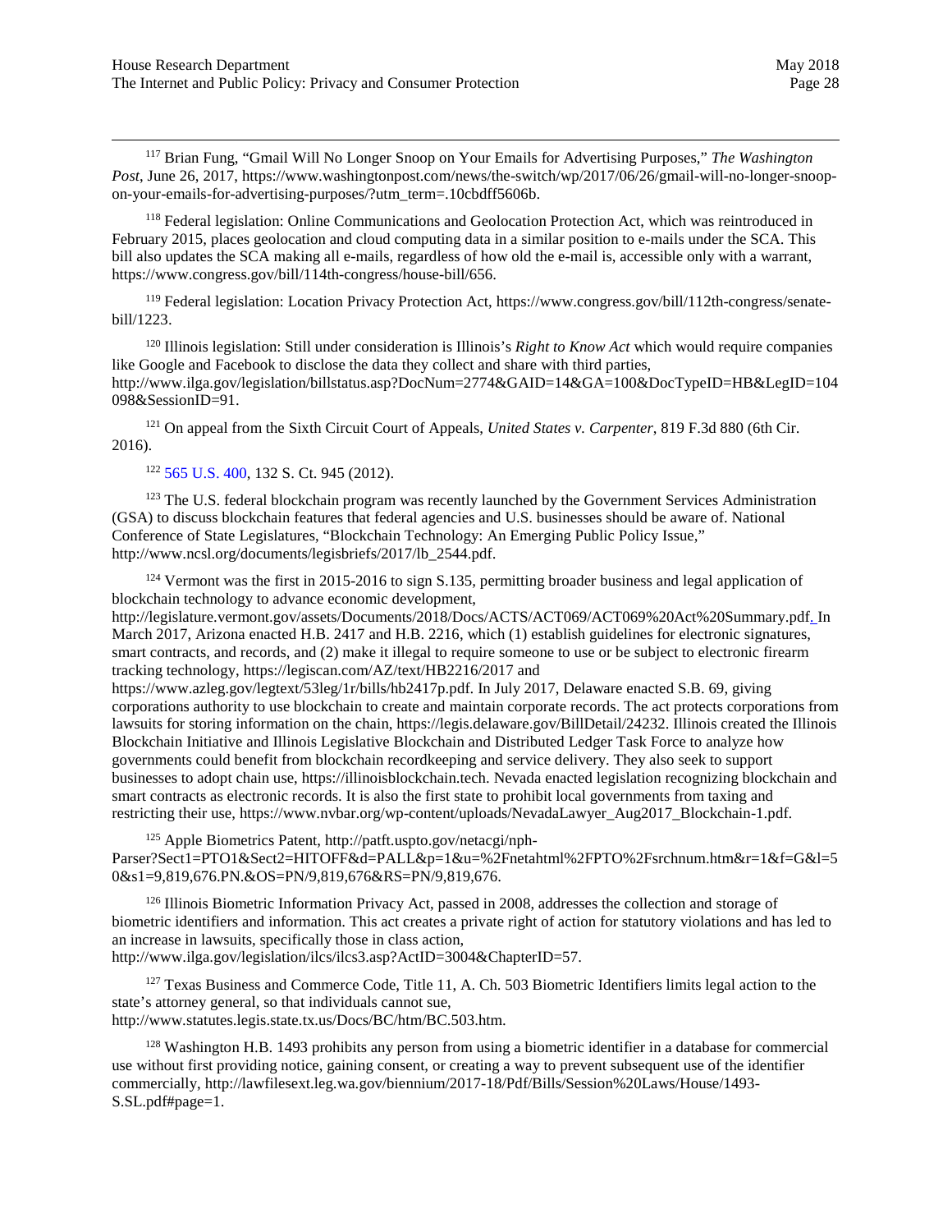[117] Brian Fung, "Gmail Will No Longer Snoop on Your Emails for Advertising Purposes," *The Washington Post*, June 26, 2017, https://www.washingtonpost.com/news/the-switch/wp/2017/06/26/gmail-will-no-longer-snoop-on-your-emails-for-advertising-purposes/?utm_term=.10cbdff5606b.

[118] Federal legislation: Online Communications and Geolocation Protection Act, which was reintroduced in February 2015, places geolocation and cloud computing data in a similar position to e-mails under the SCA. This bill also updates the SCA making all e-mails, regardless of how old the e-mail is, accessible only with a warrant, https://www.congress.gov/bill/114th-congress/house-bill/656.

[119] Federal legislation: Location Privacy Protection Act, https://www.congress.gov/bill/112th-congress/senate-bill/1223.

[120] Illinois legislation: Still under consideration is Illinois's *Right to Know Act* which would require companies like Google and Facebook to disclose the data they collect and share with third parties, http://www.ilga.gov/legislation/billstatus.asp?DocNum=2774&GAID=14&GA=100&DocTypeID=HB&LegID=104098&SessionID=91.

[121] On appeal from the Sixth Circuit Court of Appeals, *United States v. Carpenter*, 819 F.3d 880 (6th Cir. 2016).

[122] 565 U.S. 400, 132 S. Ct. 945 (2012).

[123] The U.S. federal blockchain program was recently launched by the Government Services Administration (GSA) to discuss blockchain features that federal agencies and U.S. businesses should be aware of. National Conference of State Legislatures, "Blockchain Technology: An Emerging Public Policy Issue," http://www.ncsl.org/documents/legisbriefs/2017/lb_2544.pdf.

[124] Vermont was the first in 2015-2016 to sign S.135, permitting broader business and legal application of blockchain technology to advance economic development, http://legislature.vermont.gov/assets/Documents/2018/Docs/ACTS/ACT069/ACT069%20Act%20Summary.pdf. In March 2017, Arizona enacted H.B. 2417 and H.B. 2216, which (1) establish guidelines for electronic signatures, smart contracts, and records, and (2) make it illegal to require someone to use or be subject to electronic firearm tracking technology, https://legiscan.com/AZ/text/HB2216/2017 and https://www.azleg.gov/legtext/53leg/1r/bills/hb2417p.pdf. In July 2017, Delaware enacted S.B. 69, giving corporations authority to use blockchain to create and maintain corporate records. The act protects corporations from lawsuits for storing information on the chain, https://legis.delaware.gov/BillDetail/24232. Illinois created the Illinois Blockchain Initiative and Illinois Legislative Blockchain and Distributed Ledger Task Force to analyze how governments could benefit from blockchain recordkeeping and service delivery. They also seek to support businesses to adopt chain use, https://illinoisblockchain.tech. Nevada enacted legislation recognizing blockchain and smart contracts as electronic records. It is also the first state to prohibit local governments from taxing and restricting their use, https://www.nvbar.org/wp-content/uploads/NevadaLawyer_Aug2017_Blockchain-1.pdf.

[125] Apple Biometrics Patent, http://patft.uspto.gov/netacgi/nph-Parser?Sect1=PTO1&Sect2=HITOFF&d=PALL&p=1&u=%2Fnetahtml%2FPTO%2Fsrchnum.htm&r=1&f=G&l=50&s1=9,819,676.PN.&OS=PN/9,819,676&RS=PN/9,819,676.

[126] Illinois Biometric Information Privacy Act, passed in 2008, addresses the collection and storage of biometric identifiers and information. This act creates a private right of action for statutory violations and has led to an increase in lawsuits, specifically those in class action, http://www.ilga.gov/legislation/ilcs/ilcs3.asp?ActID=3004&ChapterID=57.

[127] Texas Business and Commerce Code, Title 11, A. Ch. 503 Biometric Identifiers limits legal action to the state's attorney general, so that individuals cannot sue, http://www.statutes.legis.state.tx.us/Docs/BC/htm/BC.503.htm.

[128] Washington H.B. 1493 prohibits any person from using a biometric identifier in a database for commercial use without first providing notice, gaining consent, or creating a way to prevent subsequent use of the identifier commercially, http://lawfilesext.leg.wa.gov/biennium/2017-18/Pdf/Bills/Session%20Laws/House/1493-S.SL.pdf#page=1.